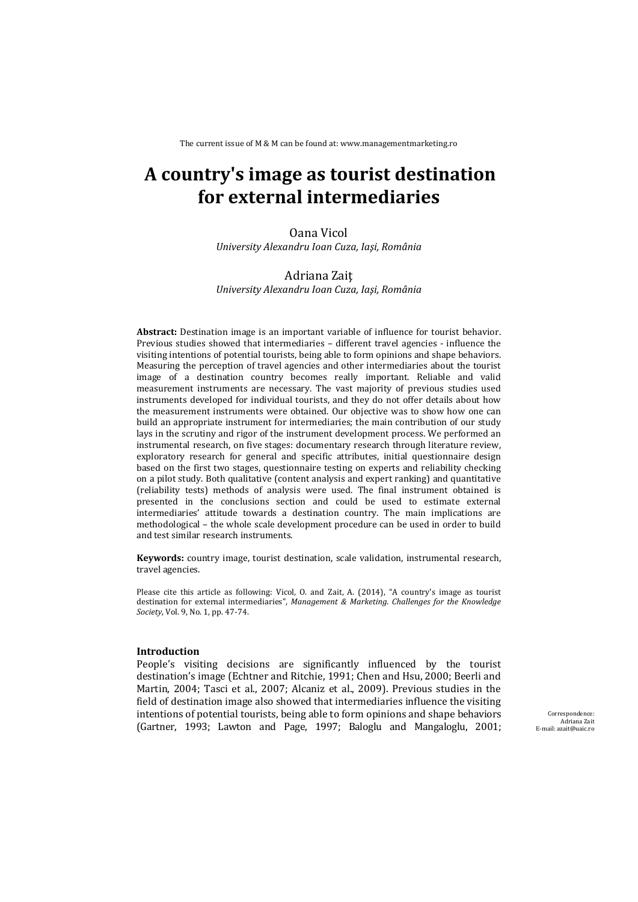The current issue of M & M can be found at: www.managementmarketing.ro

# A country's image as tourist destination for external intermediaries

Oana Vicol
*University Alexandru Ioan Cuza, Iaşi, România*

Adriana Zaiţ
*University Alexandru Ioan Cuza, Iaşi, România*

**Abstract:** Destination image is an important variable of influence for tourist behavior. Previous studies showed that intermediaries – different travel agencies - influence the visiting intentions of potential tourists, being able to form opinions and shape behaviors. Measuring the perception of travel agencies and other intermediaries about the tourist image of a destination country becomes really important. Reliable and valid measurement instruments are necessary. The vast majority of previous studies used instruments developed for individual tourists, and they do not offer details about how the measurement instruments were obtained. Our objective was to show how one can build an appropriate instrument for intermediaries; the main contribution of our study lays in the scrutiny and rigor of the instrument development process. We performed an instrumental research, on five stages: documentary research through literature review, exploratory research for general and specific attributes, initial questionnaire design based on the first two stages, questionnaire testing on experts and reliability checking on a pilot study. Both qualitative (content analysis and expert ranking) and quantitative (reliability tests) methods of analysis were used. The final instrument obtained is presented in the conclusions section and could be used to estimate external intermediaries' attitude towards a destination country. The main implications are methodological – the whole scale development procedure can be used in order to build and test similar research instruments.

**Keywords:** country image, tourist destination, scale validation, instrumental research, travel agencies.

Please cite this article as following: Vicol, O. and Zait, A. (2014), "A country's image as tourist destination for external intermediaries", *Management & Marketing. Challenges for the Knowledge Society*, Vol. 9, No. 1, pp. 47-74.

### Introduction

People's visiting decisions are significantly influenced by the tourist destination's image (Echtner and Ritchie, 1991; Chen and Hsu, 2000; Beerli and Martin, 2004; Tasci et al., 2007; Alcaniz et al., 2009). Previous studies in the field of destination image also showed that intermediaries influence the visiting intentions of potential tourists, being able to form opinions and shape behaviors (Gartner, 1993; Lawton and Page, 1997; Baloglu and Mangaloglu, 2001;

Correspondence:
Adriana Zait
E-mail: azait@uaic.ro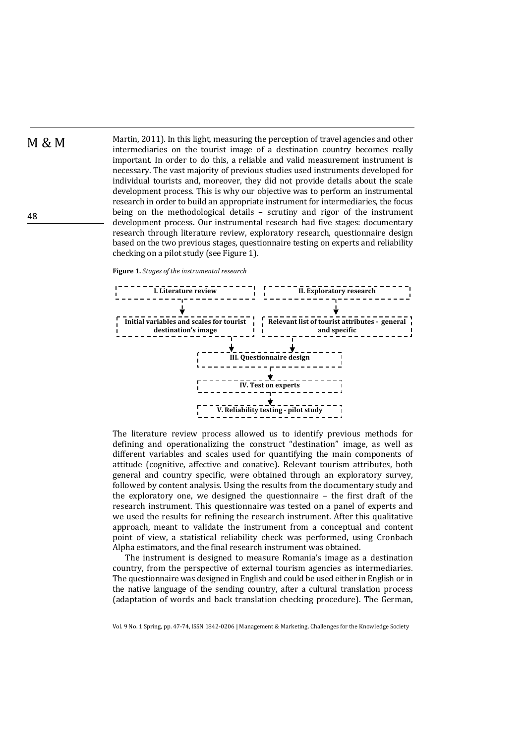Martin, 2011). In this light, measuring the perception of travel agencies and other intermediaries on the tourist image of a destination country becomes really important. In order to do this, a reliable and valid measurement instrument is necessary. The vast majority of previous studies used instruments developed for individual tourists and, moreover, they did not provide details about the scale development process. This is why our objective was to perform an instrumental research in order to build an appropriate instrument for intermediaries, the focus being on the methodological details – scrutiny and rigor of the instrument development process. Our instrumental research had five stages: documentary research through literature review, exploratory research, questionnaire design based on the two previous stages, questionnaire testing on experts and reliability checking on a pilot study (see Figure 1).

**Figure 1.** *Stages of the instrumental research*

**I. Literature review** → **Initial variables and scales for tourist destination's image**

**II. Exploratory research** → **Relevant list of tourist attributes - general and specific**

→ **III. Questionnaire design** → **IV. Test on experts** → **V. Reliability testing - pilot study**

The literature review process allowed us to identify previous methods for defining and operationalizing the construct "destination" image, as well as different variables and scales used for quantifying the main components of attitude (cognitive, affective and conative). Relevant tourism attributes, both general and country specific, were obtained through an exploratory survey, followed by content analysis. Using the results from the documentary study and the exploratory one, we designed the questionnaire – the first draft of the research instrument. This questionnaire was tested on a panel of experts and we used the results for refining the research instrument. After this qualitative approach, meant to validate the instrument from a conceptual and content point of view, a statistical reliability check was performed, using Cronbach Alpha estimators, and the final research instrument was obtained.

The instrument is designed to measure Romania's image as a destination country, from the perspective of external tourism agencies as intermediaries. The questionnaire was designed in English and could be used either in English or in the native language of the sending country, after a cultural translation process (adaptation of words and back translation checking procedure). The German,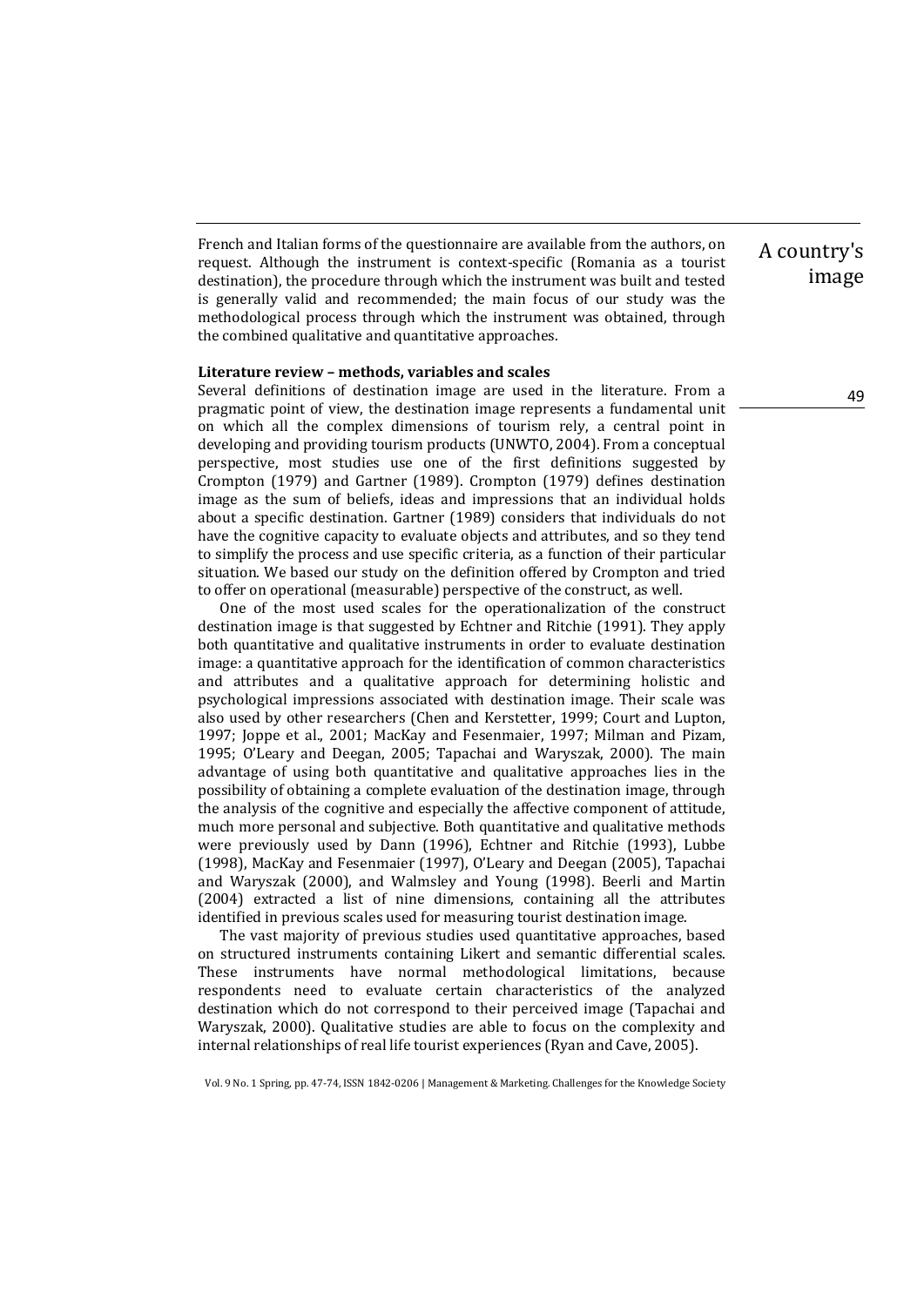French and Italian forms of the questionnaire are available from the authors, on request. Although the instrument is context-specific (Romania as a tourist destination), the procedure through which the instrument was built and tested is generally valid and recommended; the main focus of our study was the methodological process through which the instrument was obtained, through the combined qualitative and quantitative approaches.

**Literature review – methods, variables and scales**

Several definitions of destination image are used in the literature. From a pragmatic point of view, the destination image represents a fundamental unit on which all the complex dimensions of tourism rely, a central point in developing and providing tourism products (UNWTO, 2004). From a conceptual perspective, most studies use one of the first definitions suggested by Crompton (1979) and Gartner (1989). Crompton (1979) defines destination image as the sum of beliefs, ideas and impressions that an individual holds about a specific destination. Gartner (1989) considers that individuals do not have the cognitive capacity to evaluate objects and attributes, and so they tend to simplify the process and use specific criteria, as a function of their particular situation. We based our study on the definition offered by Crompton and tried to offer on operational (measurable) perspective of the construct, as well.

One of the most used scales for the operationalization of the construct destination image is that suggested by Echtner and Ritchie (1991). They apply both quantitative and qualitative instruments in order to evaluate destination image: a quantitative approach for the identification of common characteristics and attributes and a qualitative approach for determining holistic and psychological impressions associated with destination image. Their scale was also used by other researchers (Chen and Kerstetter, 1999; Court and Lupton, 1997; Joppe et al., 2001; MacKay and Fesenmaier, 1997; Milman and Pizam, 1995; O'Leary and Deegan, 2005; Tapachai and Waryszak, 2000). The main advantage of using both quantitative and qualitative approaches lies in the possibility of obtaining a complete evaluation of the destination image, through the analysis of the cognitive and especially the affective component of attitude, much more personal and subjective. Both quantitative and qualitative methods were previously used by Dann (1996), Echtner and Ritchie (1993), Lubbe (1998), MacKay and Fesenmaier (1997), O'Leary and Deegan (2005), Tapachai and Waryszak (2000), and Walmsley and Young (1998). Beerli and Martin (2004) extracted a list of nine dimensions, containing all the attributes identified in previous scales used for measuring tourist destination image.

The vast majority of previous studies used quantitative approaches, based on structured instruments containing Likert and semantic differential scales. These instruments have normal methodological limitations, because respondents need to evaluate certain characteristics of the analyzed destination which do not correspond to their perceived image (Tapachai and Waryszak, 2000). Qualitative studies are able to focus on the complexity and internal relationships of real life tourist experiences (Ryan and Cave, 2005).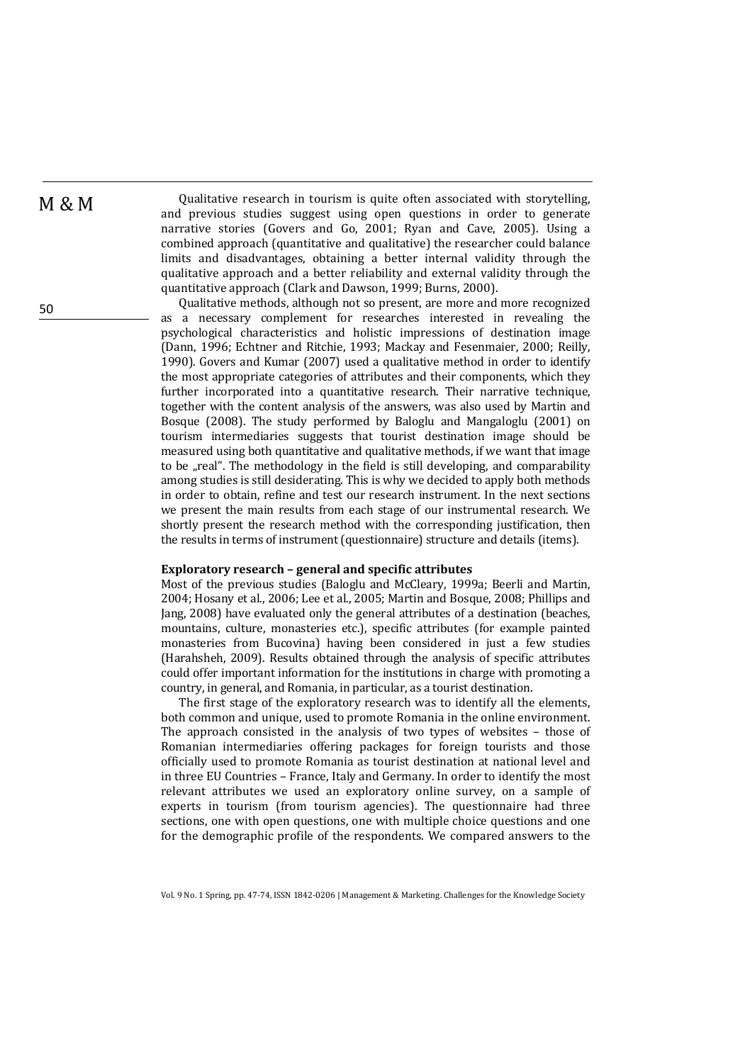Qualitative research in tourism is quite often associated with storytelling, and previous studies suggest using open questions in order to generate narrative stories (Govers and Go, 2001; Ryan and Cave, 2005). Using a combined approach (quantitative and qualitative) the researcher could balance limits and disadvantages, obtaining a better internal validity through the qualitative approach and a better reliability and external validity through the quantitative approach (Clark and Dawson, 1999; Burns, 2000).

Qualitative methods, although not so present, are more and more recognized as a necessary complement for researches interested in revealing the psychological characteristics and holistic impressions of destination image (Dann, 1996; Echtner and Ritchie, 1993; Mackay and Fesenmaier, 2000; Reilly, 1990). Govers and Kumar (2007) used a qualitative method in order to identify the most appropriate categories of attributes and their components, which they further incorporated into a quantitative research. Their narrative technique, together with the content analysis of the answers, was also used by Martin and Bosque (2008). The study performed by Baloglu and Mangaloglu (2001) on tourism intermediaries suggests that tourist destination image should be measured using both quantitative and qualitative methods, if we want that image to be „real". The methodology in the field is still developing, and comparability among studies is still desiderating. This is why we decided to apply both methods in order to obtain, refine and test our research instrument. In the next sections we present the main results from each stage of our instrumental research. We shortly present the research method with the corresponding justification, then the results in terms of instrument (questionnaire) structure and details (items).

**Exploratory research – general and specific attributes**

Most of the previous studies (Baloglu and McCleary, 1999a; Beerli and Martin, 2004; Hosany et al., 2006; Lee et al., 2005; Martin and Bosque, 2008; Phillips and Jang, 2008) have evaluated only the general attributes of a destination (beaches, mountains, culture, monasteries etc.), specific attributes (for example painted monasteries from Bucovina) having been considered in just a few studies (Harahsheh, 2009). Results obtained through the analysis of specific attributes could offer important information for the institutions in charge with promoting a country, in general, and Romania, in particular, as a tourist destination.

The first stage of the exploratory research was to identify all the elements, both common and unique, used to promote Romania in the online environment. The approach consisted in the analysis of two types of websites – those of Romanian intermediaries offering packages for foreign tourists and those officially used to promote Romania as tourist destination at national level and in three EU Countries – France, Italy and Germany. In order to identify the most relevant attributes we used an exploratory online survey, on a sample of experts in tourism (from tourism agencies). The questionnaire had three sections, one with open questions, one with multiple choice questions and one for the demographic profile of the respondents. We compared answers to the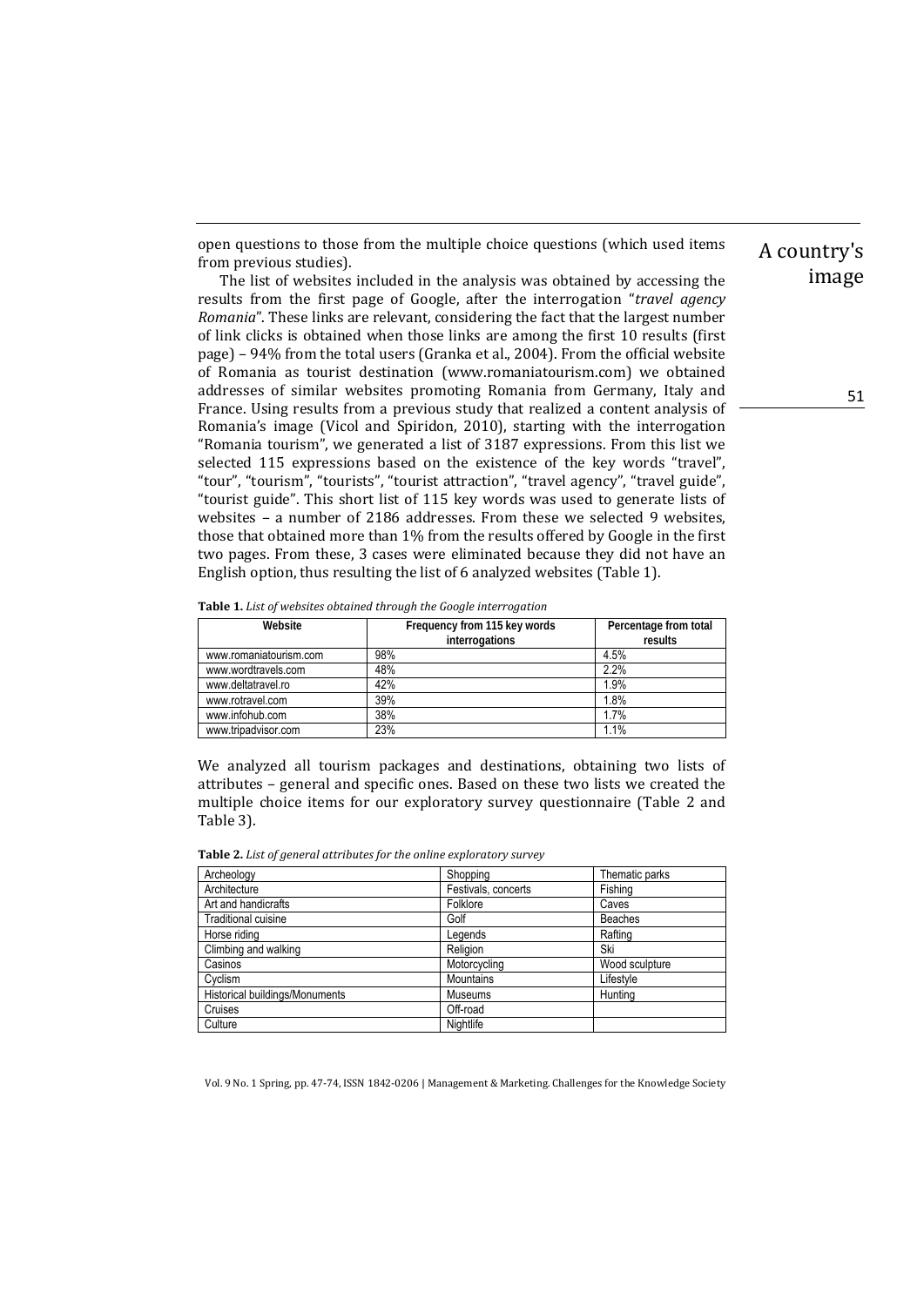open questions to those from the multiple choice questions (which used items from previous studies).

The list of websites included in the analysis was obtained by accessing the results from the first page of Google, after the interrogation "*travel agency Romania*". These links are relevant, considering the fact that the largest number of link clicks is obtained when those links are among the first 10 results (first page) – 94% from the total users (Granka et al., 2004). From the official website of Romania as tourist destination (www.romaniatourism.com) we obtained addresses of similar websites promoting Romania from Germany, Italy and France. Using results from a previous study that realized a content analysis of Romania's image (Vicol and Spiridon, 2010), starting with the interrogation "Romania tourism", we generated a list of 3187 expressions. From this list we selected 115 expressions based on the existence of the key words "travel", "tour", "tourism", "tourists", "tourist attraction", "travel agency", "travel guide", "tourist guide". This short list of 115 key words was used to generate lists of websites – a number of 2186 addresses. From these we selected 9 websites, those that obtained more than 1% from the results offered by Google in the first two pages. From these, 3 cases were eliminated because they did not have an English option, thus resulting the list of 6 analyzed websites (Table 1).

**Table 1.** *List of websites obtained through the Google interrogation*

| Website | Frequency from 115 key words interrogations | Percentage from total results |
|---|---|---|
| www.romaniatourism.com | 98% | 4.5% |
| www.wordtravels.com | 48% | 2.2% |
| www.deltatravel.ro | 42% | 1.9% |
| www.rotravel.com | 39% | 1.8% |
| www.infohub.com | 38% | 1.7% |
| www.tripadvisor.com | 23% | 1.1% |

We analyzed all tourism packages and destinations, obtaining two lists of attributes – general and specific ones. Based on these two lists we created the multiple choice items for our exploratory survey questionnaire (Table 2 and Table 3).

**Table 2.** *List of general attributes for the online exploratory survey*

| | | |
|---|---|---|
| Archeology | Shopping | Thematic parks |
| Architecture | Festivals, concerts | Fishing |
| Art and handicrafts | Folklore | Caves |
| Traditional cuisine | Golf | Beaches |
| Horse riding | Legends | Rafting |
| Climbing and walking | Religion | Ski |
| Casinos | Motorcycling | Wood sculpture |
| Cyclism | Mountains | Lifestyle |
| Historical buildings/Monuments | Museums | Hunting |
| Cruises | Off-road | |
| Culture | Nightlife | |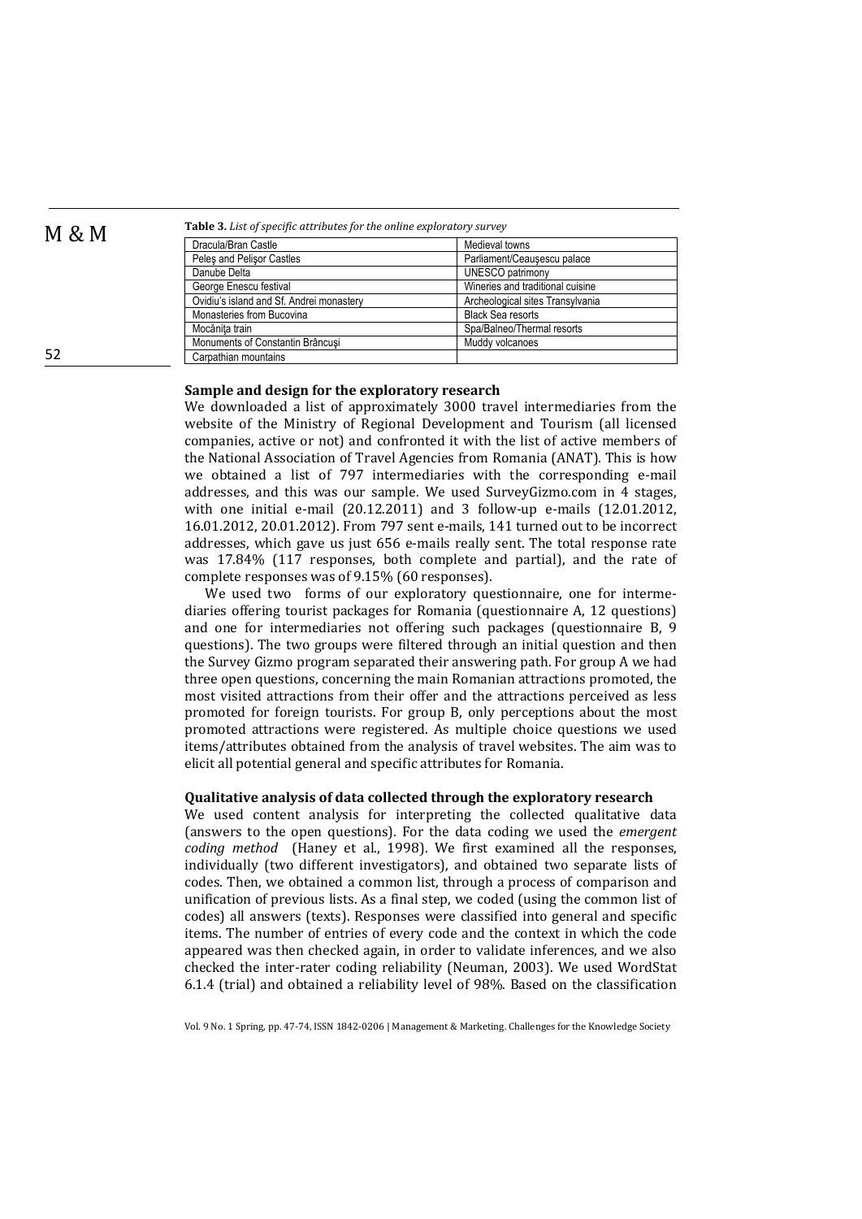**Table 3.** *List of specific attributes for the online exploratory survey*

| | |
|---|---|
| Dracula/Bran Castle | Medieval towns |
| Peleş and Pelişor Castles | Parliament/Ceauşescu palace |
| Danube Delta | UNESCO patrimony |
| George Enescu festival | Wineries and traditional cuisine |
| Ovidiu's island and Sf. Andrei monastery | Archeological sites Transylvania |
| Monasteries from Bucovina | Black Sea resorts |
| Mocăniţa train | Spa/Balneo/Thermal resorts |
| Monuments of Constantin Brâncuşi | Muddy volcanoes |
| Carpathian mountains | |

### Sample and design for the exploratory research

We downloaded a list of approximately 3000 travel intermediaries from the website of the Ministry of Regional Development and Tourism (all licensed companies, active or not) and confronted it with the list of active members of the National Association of Travel Agencies from Romania (ANAT). This is how we obtained a list of 797 intermediaries with the corresponding e-mail addresses, and this was our sample. We used SurveyGizmo.com in 4 stages, with one initial e-mail (20.12.2011) and 3 follow-up e-mails (12.01.2012, 16.01.2012, 20.01.2012). From 797 sent e-mails, 141 turned out to be incorrect addresses, which gave us just 656 e-mails really sent. The total response rate was 17.84% (117 responses, both complete and partial), and the rate of complete responses was of 9.15% (60 responses).

We used two forms of our exploratory questionnaire, one for intermediaries offering tourist packages for Romania (questionnaire A, 12 questions) and one for intermediaries not offering such packages (questionnaire B, 9 questions). The two groups were filtered through an initial question and then the Survey Gizmo program separated their answering path. For group A we had three open questions, concerning the main Romanian attractions promoted, the most visited attractions from their offer and the attractions perceived as less promoted for foreign tourists. For group B, only perceptions about the most promoted attractions were registered. As multiple choice questions we used items/attributes obtained from the analysis of travel websites. The aim was to elicit all potential general and specific attributes for Romania.

### Qualitative analysis of data collected through the exploratory research

We used content analysis for interpreting the collected qualitative data (answers to the open questions). For the data coding we used the *emergent coding method* (Haney et al., 1998). We first examined all the responses, individually (two different investigators), and obtained two separate lists of codes. Then, we obtained a common list, through a process of comparison and unification of previous lists. As a final step, we coded (using the common list of codes) all answers (texts). Responses were classified into general and specific items. The number of entries of every code and the context in which the code appeared was then checked again, in order to validate inferences, and we also checked the inter-rater coding reliability (Neuman, 2003). We used WordStat 6.1.4 (trial) and obtained a reliability level of 98%. Based on the classification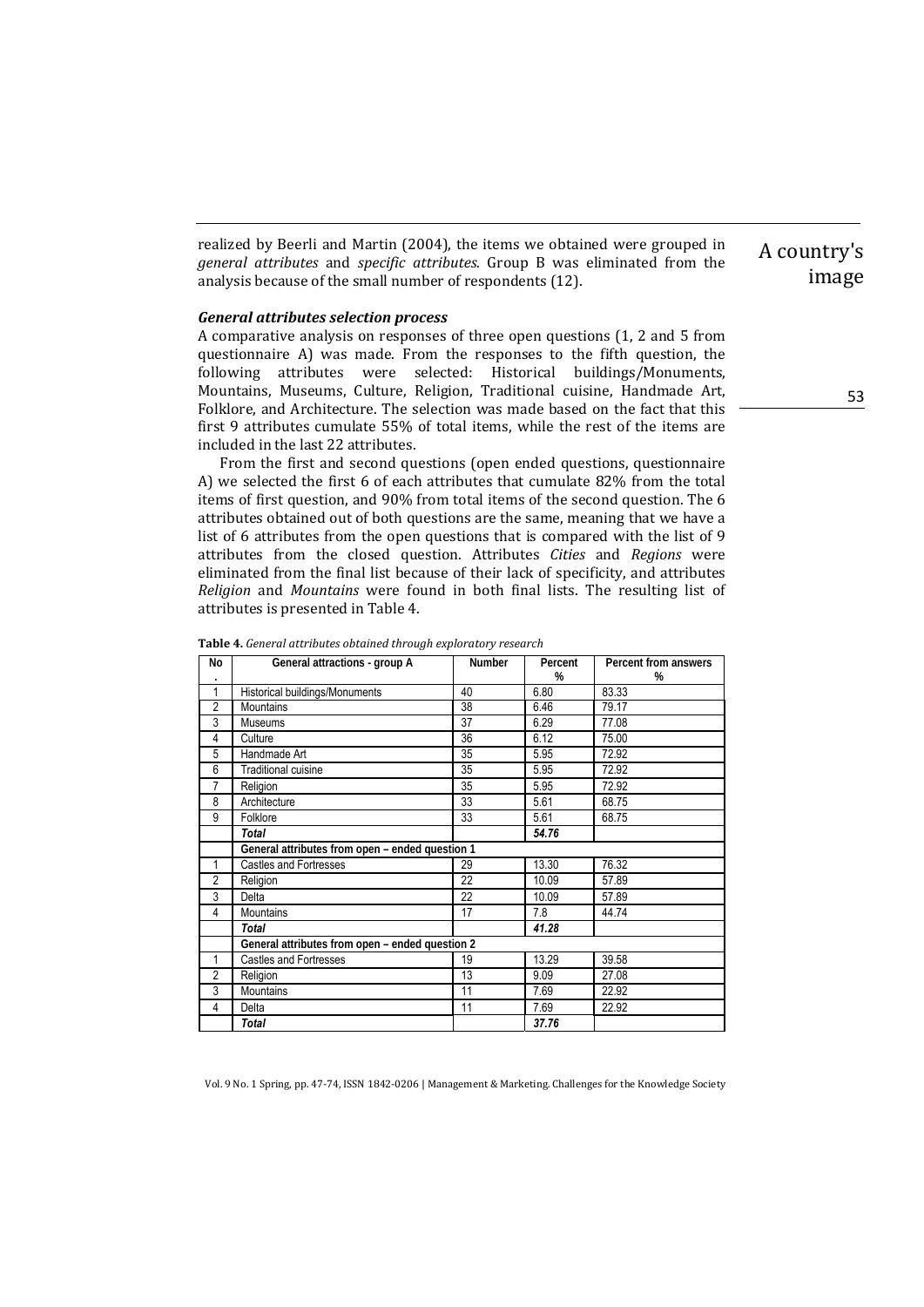realized by Beerli and Martin (2004), the items we obtained were grouped in *general attributes* and *specific attributes*. Group B was eliminated from the analysis because of the small number of respondents (12).

### *General attributes selection process*

A comparative analysis on responses of three open questions (1, 2 and 5 from questionnaire A) was made. From the responses to the fifth question, the following attributes were selected: Historical buildings/Monuments, Mountains, Museums, Culture, Religion, Traditional cuisine, Handmade Art, Folklore, and Architecture. The selection was made based on the fact that this first 9 attributes cumulate 55% of total items, while the rest of the items are included in the last 22 attributes.

From the first and second questions (open ended questions, questionnaire A) we selected the first 6 of each attributes that cumulate 82% from the total items of first question, and 90% from total items of the second question. The 6 attributes obtained out of both questions are the same, meaning that we have a list of 6 attributes from the open questions that is compared with the list of 9 attributes from the closed question. Attributes *Cities* and *Regions* were eliminated from the final list because of their lack of specificity, and attributes *Religion* and *Mountains* were found in both final lists. The resulting list of attributes is presented in Table 4.

**Table 4.** *General attributes obtained through exploratory research*

| No. | General attractions - group A | Number | Percent % | Percent from answers % |
|---|---|---|---|---|
| 1 | Historical buildings/Monuments | 40 | 6.80 | 83.33 |
| 2 | Mountains | 38 | 6.46 | 79.17 |
| 3 | Museums | 37 | 6.29 | 77.08 |
| 4 | Culture | 36 | 6.12 | 75.00 |
| 5 | Handmade Art | 35 | 5.95 | 72.92 |
| 6 | Traditional cuisine | 35 | 5.95 | 72.92 |
| 7 | Religion | 35 | 5.95 | 72.92 |
| 8 | Architecture | 33 | 5.61 | 68.75 |
| 9 | Folklore | 33 | 5.61 | 68.75 |
| | ***Total*** | | ***54.76*** | |
| | **General attributes from open – ended question 1** | | | |
| 1 | Castles and Fortresses | 29 | 13.30 | 76.32 |
| 2 | Religion | 22 | 10.09 | 57.89 |
| 3 | Delta | 22 | 10.09 | 57.89 |
| 4 | Mountains | 17 | 7.8 | 44.74 |
| | ***Total*** | | ***41.28*** | |
| | **General attributes from open – ended question 2** | | | |
| 1 | Castles and Fortresses | 19 | 13.29 | 39.58 |
| 2 | Religion | 13 | 9.09 | 27.08 |
| 3 | Mountains | 11 | 7.69 | 22.92 |
| 4 | Delta | 11 | 7.69 | 22.92 |
| | ***Total*** | | ***37.76*** | |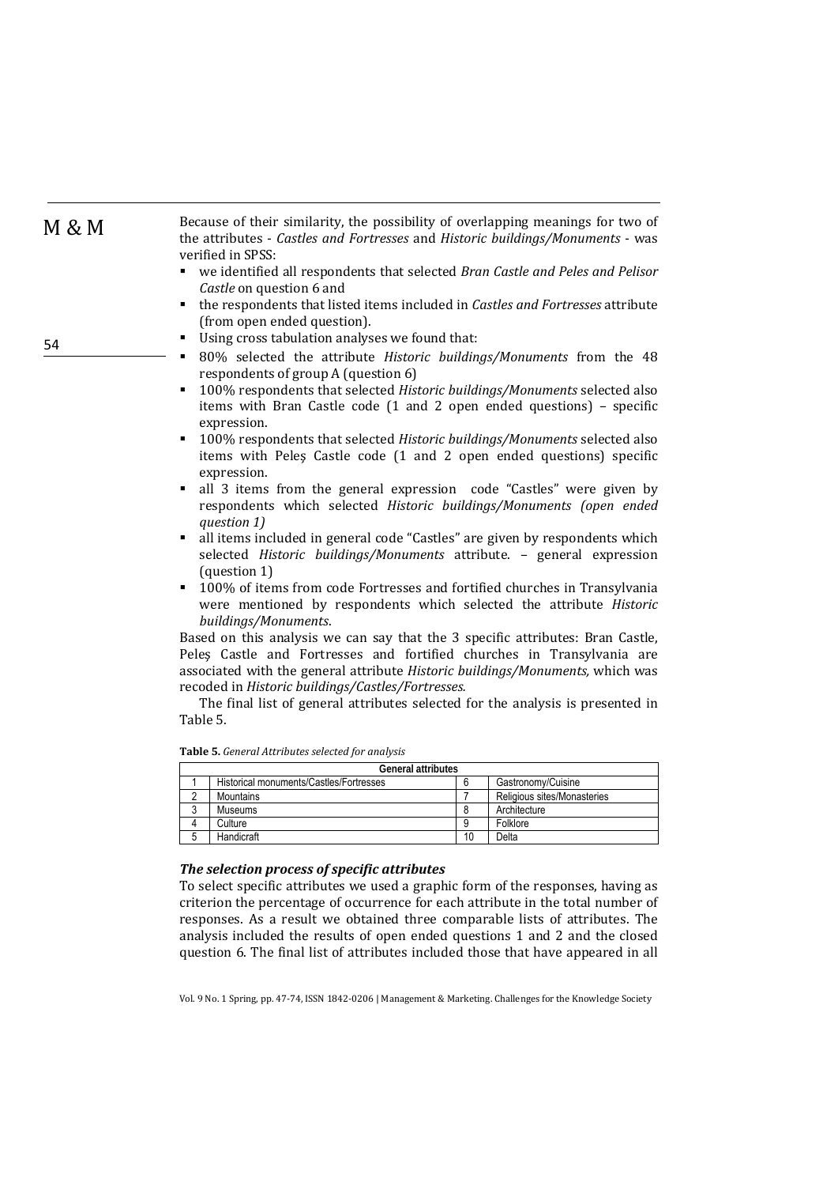Because of their similarity, the possibility of overlapping meanings for two of the attributes - *Castles and Fortresses* and *Historic buildings/Monuments* - was verified in SPSS:

- we identified all respondents that selected *Bran Castle and Peles and Pelisor Castle* on question 6 and
- the respondents that listed items included in *Castles and Fortresses* attribute (from open ended question).
- Using cross tabulation analyses we found that:
- 80% selected the attribute *Historic buildings/Monuments* from the 48 respondents of group A (question 6)
- 100% respondents that selected *Historic buildings/Monuments* selected also items with Bran Castle code (1 and 2 open ended questions) – specific expression.
- 100% respondents that selected *Historic buildings/Monuments* selected also items with Peleș Castle code (1 and 2 open ended questions) specific expression.
- all 3 items from the general expression code "Castles" were given by respondents which selected *Historic buildings/Monuments (open ended question 1)*
- all items included in general code "Castles" are given by respondents which selected *Historic buildings/Monuments* attribute. – general expression (question 1)
- 100% of items from code Fortresses and fortified churches in Transylvania were mentioned by respondents which selected the attribute *Historic buildings/Monuments*.

Based on this analysis we can say that the 3 specific attributes: Bran Castle, Peleș Castle and Fortresses and fortified churches in Transylvania are associated with the general attribute *Historic buildings/Monuments,* which was recoded in *Historic buildings/Castles/Fortresses.*

The final list of general attributes selected for the analysis is presented in Table 5.

**Table 5.** *General Attributes selected for analysis*

| General attributes | | | |
|---|---|---|---|
| 1 | Historical monuments/Castles/Fortresses | 6 | Gastronomy/Cuisine |
| 2 | Mountains | 7 | Religious sites/Monasteries |
| 3 | Museums | 8 | Architecture |
| 4 | Culture | 9 | Folklore |
| 5 | Handicraft | 10 | Delta |

### *The selection process of specific attributes*

To select specific attributes we used a graphic form of the responses, having as criterion the percentage of occurrence for each attribute in the total number of responses. As a result we obtained three comparable lists of attributes. The analysis included the results of open ended questions 1 and 2 and the closed question 6. The final list of attributes included those that have appeared in all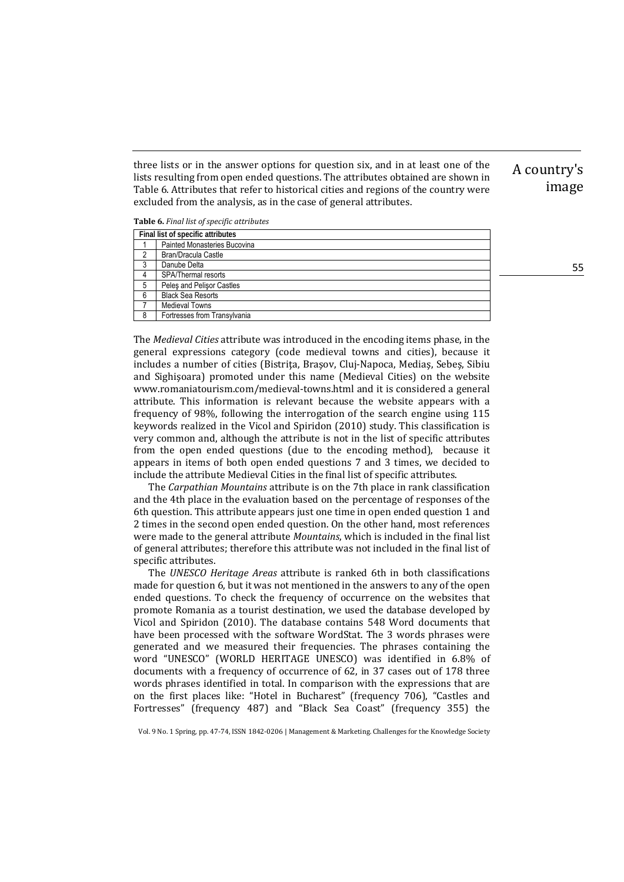three lists or in the answer options for question six, and in at least one of the lists resulting from open ended questions. The attributes obtained are shown in Table 6. Attributes that refer to historical cities and regions of the country were excluded from the analysis, as in the case of general attributes.

**Table 6.** *Final list of specific attributes*

| Final list of specific attributes | |
|---|---|
| 1 | Painted Monasteries Bucovina |
| 2 | Bran/Dracula Castle |
| 3 | Danube Delta |
| 4 | SPA/Thermal resorts |
| 5 | Peleş and Pelişor Castles |
| 6 | Black Sea Resorts |
| 7 | Medieval Towns |
| 8 | Fortresses from Transylvania |

The *Medieval Cities* attribute was introduced in the encoding items phase, in the general expressions category (code medieval towns and cities), because it includes a number of cities (Bistriţa, Braşov, Cluj-Napoca, Mediaş, Sebeş, Sibiu and Sighişoara) promoted under this name (Medieval Cities) on the website www.romaniatourism.com/medieval-towns.html and it is considered a general attribute. This information is relevant because the website appears with a frequency of 98%, following the interrogation of the search engine using 115 keywords realized in the Vicol and Spiridon (2010) study. This classification is very common and, although the attribute is not in the list of specific attributes from the open ended questions (due to the encoding method), because it appears in items of both open ended questions 7 and 3 times, we decided to include the attribute Medieval Cities in the final list of specific attributes.

The *Carpathian Mountains* attribute is on the 7th place in rank classification and the 4th place in the evaluation based on the percentage of responses of the 6th question. This attribute appears just one time in open ended question 1 and 2 times in the second open ended question. On the other hand, most references were made to the general attribute *Mountains*, which is included in the final list of general attributes; therefore this attribute was not included in the final list of specific attributes.

The *UNESCO Heritage Areas* attribute is ranked 6th in both classifications made for question 6, but it was not mentioned in the answers to any of the open ended questions. To check the frequency of occurrence on the websites that promote Romania as a tourist destination, we used the database developed by Vicol and Spiridon (2010). The database contains 548 Word documents that have been processed with the software WordStat. The 3 words phrases were generated and we measured their frequencies. The phrases containing the word "UNESCO" (WORLD HERITAGE UNESCO) was identified in 6.8% of documents with a frequency of occurrence of 62, in 37 cases out of 178 three words phrases identified in total. In comparison with the expressions that are on the first places like: "Hotel in Bucharest" (frequency 706), "Castles and Fortresses" (frequency 487) and "Black Sea Coast" (frequency 355) the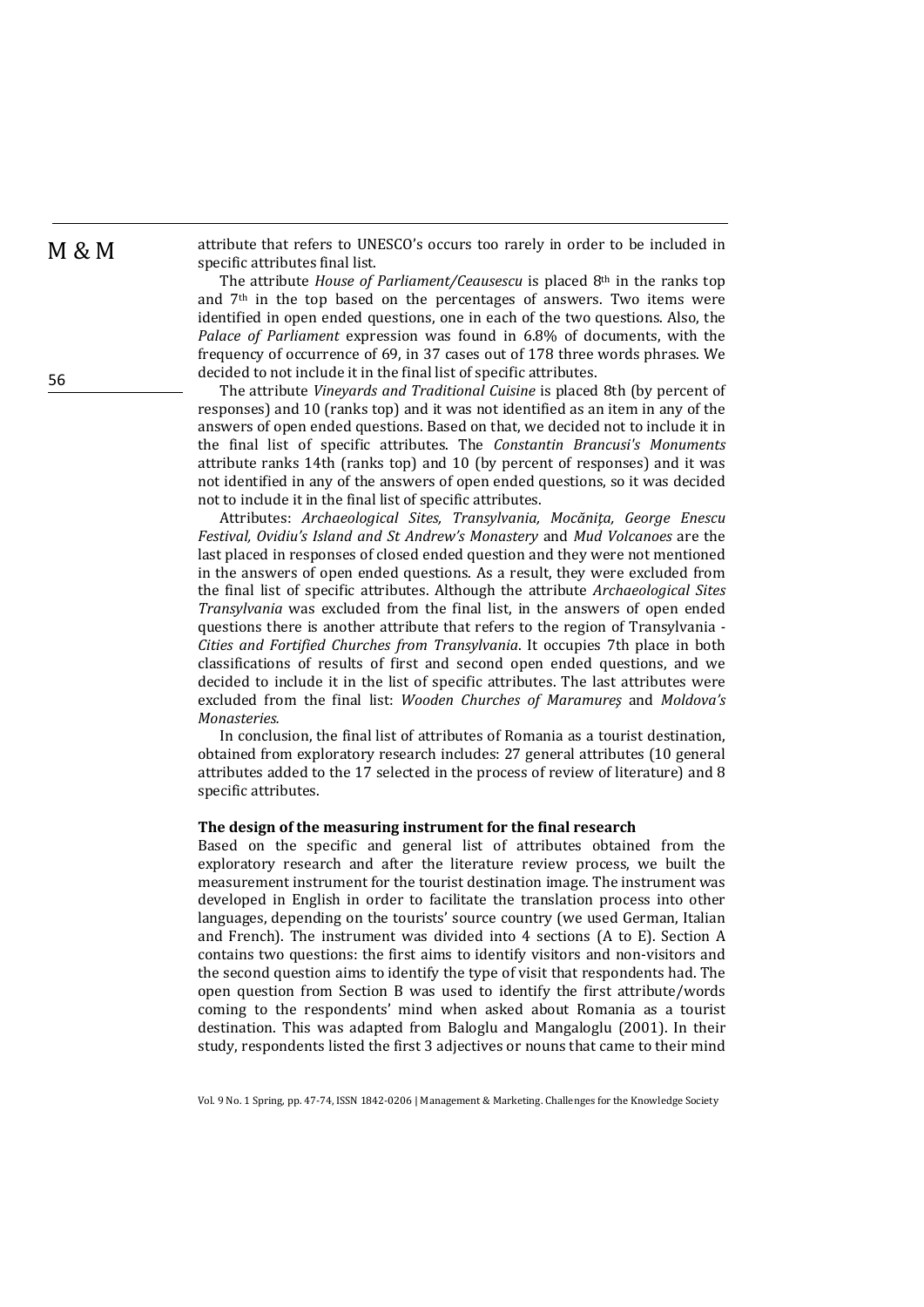attribute that refers to UNESCO's occurs too rarely in order to be included in specific attributes final list.

The attribute *House of Parliament/Ceausescu* is placed 8th in the ranks top and 7th in the top based on the percentages of answers. Two items were identified in open ended questions, one in each of the two questions. Also, the *Palace of Parliament* expression was found in 6.8% of documents, with the frequency of occurrence of 69, in 37 cases out of 178 three words phrases. We decided to not include it in the final list of specific attributes.

The attribute *Vineyards and Traditional Cuisine* is placed 8th (by percent of responses) and 10 (ranks top) and it was not identified as an item in any of the answers of open ended questions. Based on that, we decided not to include it in the final list of specific attributes. The *Constantin Brancusi's Monuments* attribute ranks 14th (ranks top) and 10 (by percent of responses) and it was not identified in any of the answers of open ended questions, so it was decided not to include it in the final list of specific attributes.

Attributes: *Archaeological Sites, Transylvania, Mocănița, George Enescu Festival, Ovidiu's Island and St Andrew's Monastery* and *Mud Volcanoes* are the last placed in responses of closed ended question and they were not mentioned in the answers of open ended questions. As a result, they were excluded from the final list of specific attributes. Although the attribute *Archaeological Sites Transylvania* was excluded from the final list, in the answers of open ended questions there is another attribute that refers to the region of Transylvania - *Cities and Fortified Churches from Transylvania*. It occupies 7th place in both classifications of results of first and second open ended questions, and we decided to include it in the list of specific attributes. The last attributes were excluded from the final list: *Wooden Churches of Maramureș* and *Moldova's Monasteries.*

In conclusion, the final list of attributes of Romania as a tourist destination, obtained from exploratory research includes: 27 general attributes (10 general attributes added to the 17 selected in the process of review of literature) and 8 specific attributes.

**The design of the measuring instrument for the final research**

Based on the specific and general list of attributes obtained from the exploratory research and after the literature review process, we built the measurement instrument for the tourist destination image. The instrument was developed in English in order to facilitate the translation process into other languages, depending on the tourists' source country (we used German, Italian and French). The instrument was divided into 4 sections (A to E). Section A contains two questions: the first aims to identify visitors and non-visitors and the second question aims to identify the type of visit that respondents had. The open question from Section B was used to identify the first attribute/words coming to the respondents' mind when asked about Romania as a tourist destination. This was adapted from Baloglu and Mangaloglu (2001). In their study, respondents listed the first 3 adjectives or nouns that came to their mind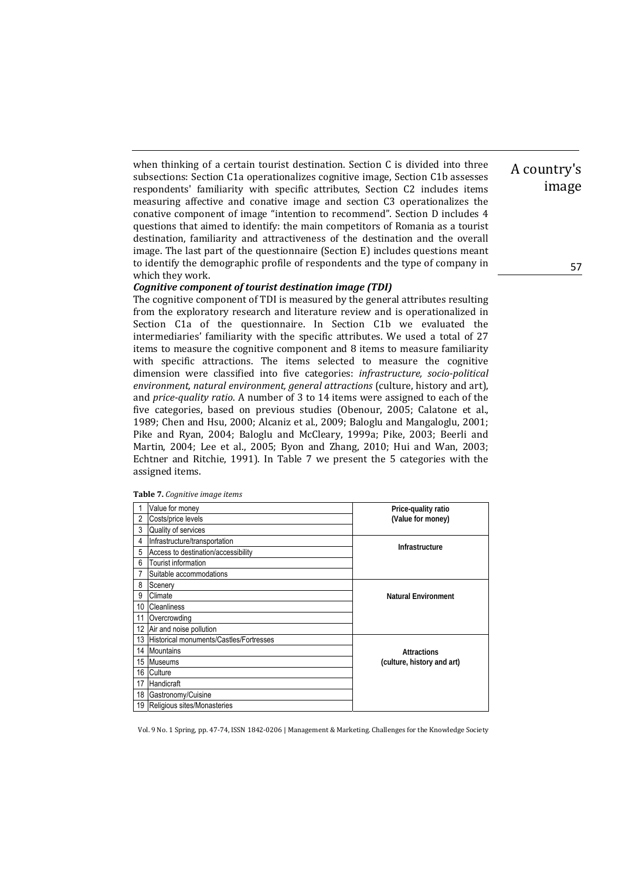when thinking of a certain tourist destination. Section C is divided into three subsections: Section C1a operationalizes cognitive image, Section C1b assesses respondents' familiarity with specific attributes, Section C2 includes items measuring affective and conative image and section C3 operationalizes the conative component of image "intention to recommend". Section D includes 4 questions that aimed to identify: the main competitors of Romania as a tourist destination, familiarity and attractiveness of the destination and the overall image. The last part of the questionnaire (Section E) includes questions meant to identify the demographic profile of respondents and the type of company in which they work.

***Cognitive component of tourist destination image (TDI)***

The cognitive component of TDI is measured by the general attributes resulting from the exploratory research and literature review and is operationalized in Section C1a of the questionnaire. In Section C1b we evaluated the intermediaries' familiarity with the specific attributes. We used a total of 27 items to measure the cognitive component and 8 items to measure familiarity with specific attractions. The items selected to measure the cognitive dimension were classified into five categories: *infrastructure, socio-political environment, natural environment, general attractions* (culture, history and art), and *price-quality ratio*. A number of 3 to 14 items were assigned to each of the five categories, based on previous studies (Obenour, 2005; Calatone et al., 1989; Chen and Hsu, 2000; Alcaniz et al., 2009; Baloglu and Mangaloglu, 2001; Pike and Ryan, 2004; Baloglu and McCleary, 1999a; Pike, 2003; Beerli and Martin, 2004; Lee et al., 2005; Byon and Zhang, 2010; Hui and Wan, 2003; Echtner and Ritchie, 1991). In Table 7 we present the 5 categories with the assigned items.

**Table 7.** *Cognitive image items*

| No. | Item | Category |
|---|---|---|
| 1 | Value for money | **Price-quality ratio (Value for money)** |
| 2 | Costs/price levels | |
| 3 | Quality of services | |
| 4 | Infrastructure/transportation | **Infrastructure** |
| 5 | Access to destination/accessibility | |
| 6 | Tourist information | |
| 7 | Suitable accommodations | |
| 8 | Scenery | **Natural Environment** |
| 9 | Climate | |
| 10 | Cleanliness | |
| 11 | Overcrowding | |
| 12 | Air and noise pollution | |
| 13 | Historical monuments/Castles/Fortresses | **Attractions (culture, history and art)** |
| 14 | Mountains | |
| 15 | Museums | |
| 16 | Culture | |
| 17 | Handicraft | |
| 18 | Gastronomy/Cuisine | |
| 19 | Religious sites/Monasteries | |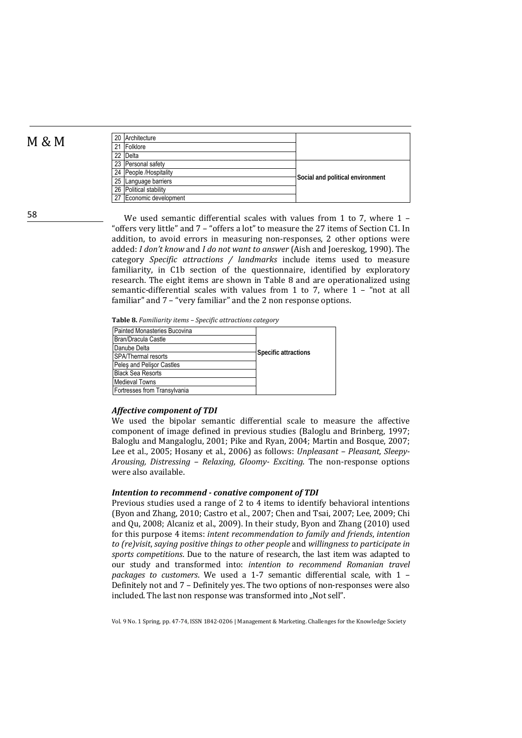| | | |
|---|---|---|
| 20 | Architecture | |
| 21 | Folklore | |
| 22 | Delta | |
| 23 | Personal safety | Social and political environment |
| 24 | People /Hospitality | |
| 25 | Language barriers | |
| 26 | Political stability | |
| 27 | Economic development | |

We used semantic differential scales with values from 1 to 7, where 1 – "offers very little" and 7 – "offers a lot" to measure the 27 items of Section C1. In addition, to avoid errors in measuring non-responses, 2 other options were added: *I don't know* and *I do not want to answer* (Aish and Joereskog, 1990). The category *Specific attractions / landmarks* include items used to measure familiarity, in C1b section of the questionnaire, identified by exploratory research. The eight items are shown in Table 8 and are operationalized using semantic-differential scales with values from 1 to 7, where 1 – "not at all familiar" and 7 – "very familiar" and the 2 non response options.

**Table 8.** *Familiarity items – Specific attractions category*

| | |
|---|---|
| Painted Monasteries Bucovina | Specific attractions |
| Bran/Dracula Castle | |
| Danube Delta | |
| SPA/Thermal resorts | |
| Peleş and Pelişor Castles | |
| Black Sea Resorts | |
| Medieval Towns | |
| Fortresses from Transylvania | |

### *Affective component of TDI*

We used the bipolar semantic differential scale to measure the affective component of image defined in previous studies (Baloglu and Brinberg, 1997; Baloglu and Mangaloglu, 2001; Pike and Ryan, 2004; Martin and Bosque, 2007; Lee et al., 2005; Hosany et al., 2006) as follows: *Unpleasant – Pleasant, Sleepy-Arousing, Distressing – Relaxing, Gloomy- Exciting*. The non-response options were also available.

### *Intention to recommend - conative component of TDI*

Previous studies used a range of 2 to 4 items to identify behavioral intentions (Byon and Zhang, 2010; Castro et al., 2007; Chen and Tsai, 2007; Lee, 2009; Chi and Qu, 2008; Alcaniz et al., 2009). In their study, Byon and Zhang (2010) used for this purpose 4 items: *intent recommendation to family and friends*, *intention to (re)visit*, *saying positive things to other people* and *willingness to participate in sports competitions*. Due to the nature of research, the last item was adapted to our study and transformed into: *intention to recommend Romanian travel packages to customers*. We used a 1-7 semantic differential scale, with 1 – Definitely not and 7 – Definitely yes. The two options of non-responses were also included. The last non response was transformed into „Not sell".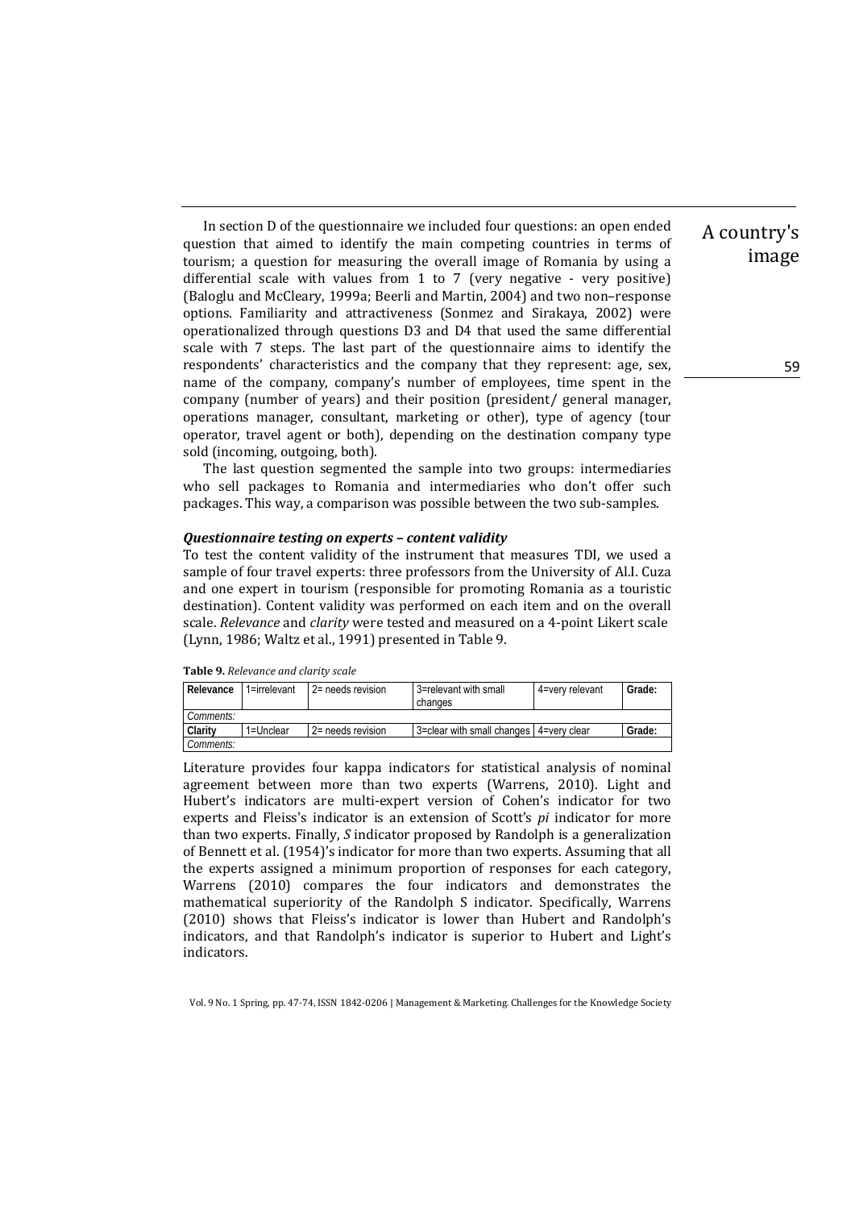In section D of the questionnaire we included four questions: an open ended question that aimed to identify the main competing countries in terms of tourism; a question for measuring the overall image of Romania by using a differential scale with values from 1 to 7 (very negative - very positive) (Baloglu and McCleary, 1999a; Beerli and Martin, 2004) and two non–response options. Familiarity and attractiveness (Sonmez and Sirakaya, 2002) were operationalized through questions D3 and D4 that used the same differential scale with 7 steps. The last part of the questionnaire aims to identify the respondents' characteristics and the company that they represent: age, sex, name of the company, company's number of employees, time spent in the company (number of years) and their position (president/ general manager, operations manager, consultant, marketing or other), type of agency (tour operator, travel agent or both), depending on the destination company type sold (incoming, outgoing, both).

The last question segmented the sample into two groups: intermediaries who sell packages to Romania and intermediaries who don't offer such packages. This way, a comparison was possible between the two sub-samples.

### *Questionnaire testing on experts – content validity*

To test the content validity of the instrument that measures TDI, we used a sample of four travel experts: three professors from the University of Al.I. Cuza and one expert in tourism (responsible for promoting Romania as a touristic destination). Content validity was performed on each item and on the overall scale. *Relevance* and *clarity* were tested and measured on a 4-point Likert scale (Lynn, 1986; Waltz et al., 1991) presented in Table 9.

**Table 9.** *Relevance and clarity scale*

| **Relevance** | 1=irrelevant | 2= needs revision | 3=relevant with small changes | 4=very relevant | **Grade:** |
|---|---|---|---|---|---|
| *Comments:* | | | | | |
| **Clarity** | 1=Unclear | 2= needs revision | 3=clear with small changes | 4=very clear | **Grade:** |
| *Comments:* | | | | | |

Literature provides four kappa indicators for statistical analysis of nominal agreement between more than two experts (Warrens, 2010). Light and Hubert's indicators are multi-expert version of Cohen's indicator for two experts and Fleiss's indicator is an extension of Scott's *pi* indicator for more than two experts. Finally, *S* indicator proposed by Randolph is a generalization of Bennett et al. (1954)'s indicator for more than two experts. Assuming that all the experts assigned a minimum proportion of responses for each category, Warrens (2010) compares the four indicators and demonstrates the mathematical superiority of the Randolph S indicator. Specifically, Warrens (2010) shows that Fleiss's indicator is lower than Hubert and Randolph's indicators, and that Randolph's indicator is superior to Hubert and Light's indicators.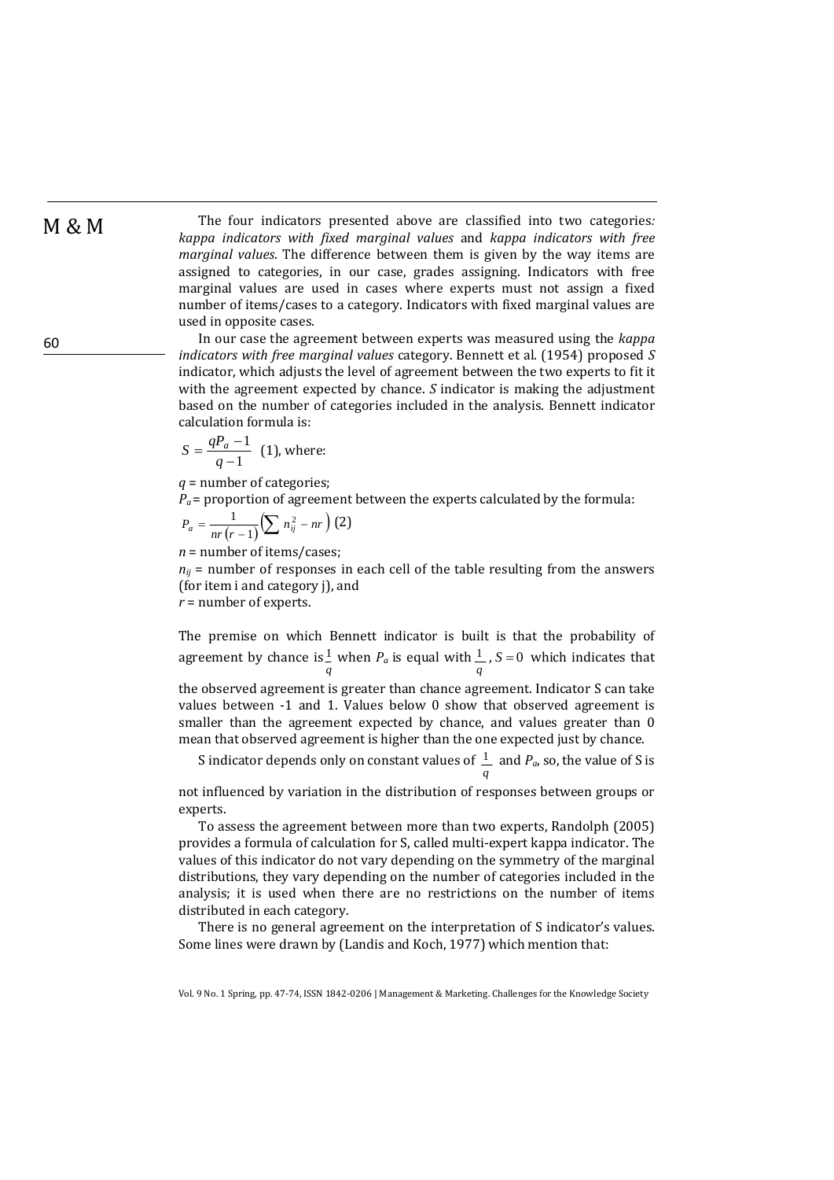The four indicators presented above are classified into two categories*: kappa indicators with fixed marginal values* and *kappa indicators with free marginal values*. The difference between them is given by the way items are assigned to categories, in our case, grades assigning. Indicators with free marginal values are used in cases where experts must not assign a fixed number of items/cases to a category. Indicators with fixed marginal values are used in opposite cases.

In our case the agreement between experts was measured using the *kappa indicators with free marginal values* category. Bennett et al. (1954) proposed *S* indicator, which adjusts the level of agreement between the two experts to fit it with the agreement expected by chance. *S* indicator is making the adjustment based on the number of categories included in the analysis. Bennett indicator calculation formula is:

$$S = \frac{qP_a - 1}{q - 1} \quad (1)$$ where:

$q$ = number of categories;

$P_a$ = proportion of agreement between the experts calculated by the formula:

$$P_a = \frac{1}{nr(r-1)}\left(\sum n_{ij}^2 - nr\right) \quad (2)$$

$n$ = number of items/cases;

$n_{ij}$ = number of responses in each cell of the table resulting from the answers (for item i and category j), and

$r$ = number of experts.

The premise on which Bennett indicator is built is that the probability of agreement by chance is $\frac{1}{q}$ when $P_a$ is equal with $\frac{1}{q}$, $S = 0$ which indicates that the observed agreement is greater than chance agreement. Indicator S can take values between -1 and 1. Values below 0 show that observed agreement is smaller than the agreement expected by chance, and values greater than 0 mean that observed agreement is higher than the one expected just by chance.

S indicator depends only on constant values of $\frac{1}{q}$ and $P_a$, so, the value of S is not influenced by variation in the distribution of responses between groups or experts.

To assess the agreement between more than two experts, Randolph (2005) provides a formula of calculation for S, called multi-expert kappa indicator. The values of this indicator do not vary depending on the symmetry of the marginal distributions, they vary depending on the number of categories included in the analysis; it is used when there are no restrictions on the number of items distributed in each category.

There is no general agreement on the interpretation of S indicator's values. Some lines were drawn by (Landis and Koch, 1977) which mention that: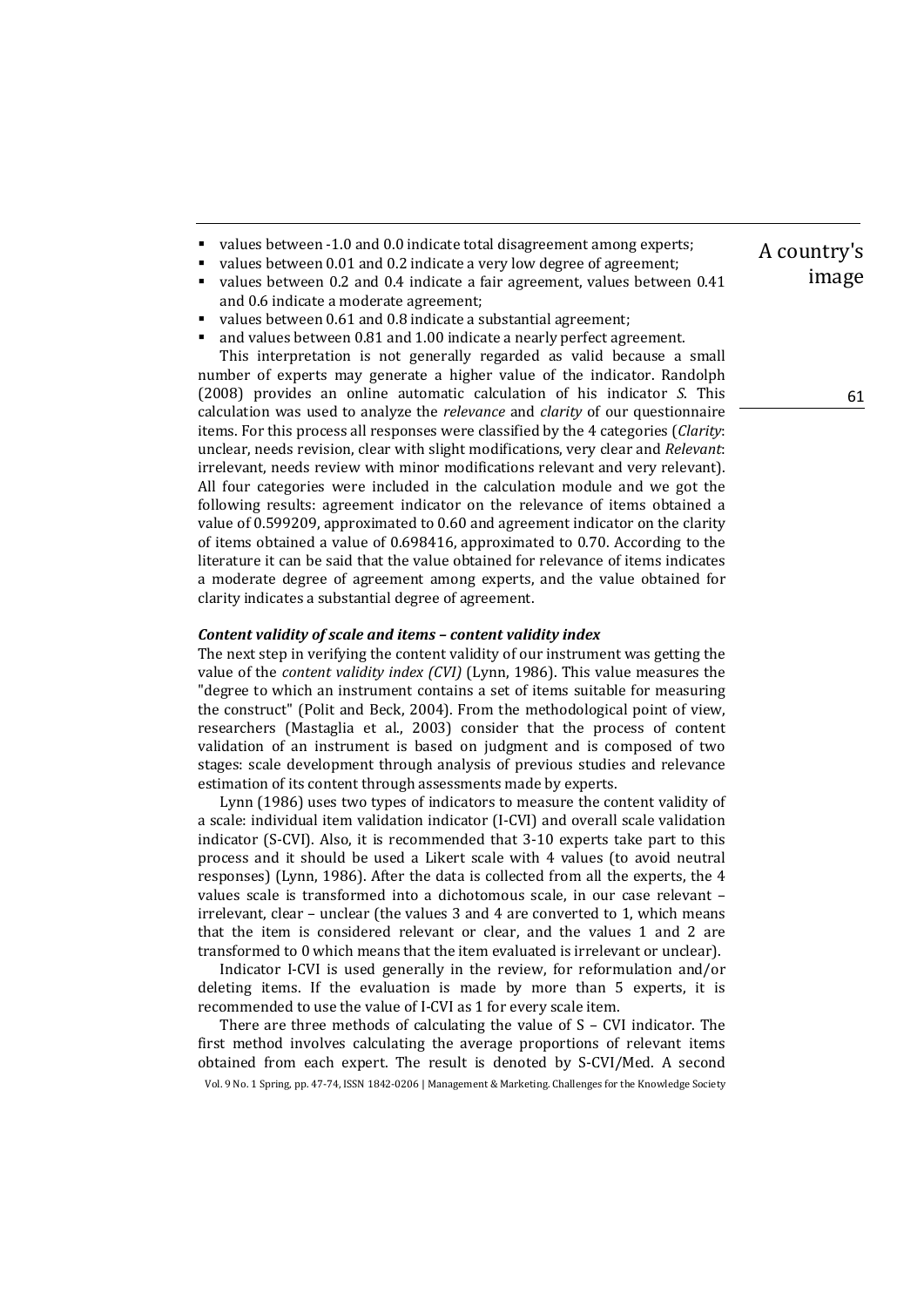- values between -1.0 and 0.0 indicate total disagreement among experts;
- values between 0.01 and 0.2 indicate a very low degree of agreement;
- values between 0.2 and 0.4 indicate a fair agreement, values between 0.41 and 0.6 indicate a moderate agreement;
- values between 0.61 and 0.8 indicate a substantial agreement;
- and values between 0.81 and 1.00 indicate a nearly perfect agreement.

This interpretation is not generally regarded as valid because a small number of experts may generate a higher value of the indicator. Randolph (2008) provides an online automatic calculation of his indicator *S*. This calculation was used to analyze the *relevance* and *clarity* of our questionnaire items. For this process all responses were classified by the 4 categories (*Clarity*: unclear, needs revision, clear with slight modifications, very clear and *Relevant*: irrelevant, needs review with minor modifications relevant and very relevant). All four categories were included in the calculation module and we got the following results: agreement indicator on the relevance of items obtained a value of 0.599209, approximated to 0.60 and agreement indicator on the clarity of items obtained a value of 0.698416, approximated to 0.70. According to the literature it can be said that the value obtained for relevance of items indicates a moderate degree of agreement among experts, and the value obtained for clarity indicates a substantial degree of agreement.

***Content validity of scale and items – content validity index***

The next step in verifying the content validity of our instrument was getting the value of the *content validity index (CVI)* (Lynn, 1986). This value measures the "degree to which an instrument contains a set of items suitable for measuring the construct" (Polit and Beck, 2004). From the methodological point of view, researchers (Mastaglia et al., 2003) consider that the process of content validation of an instrument is based on judgment and is composed of two stages: scale development through analysis of previous studies and relevance estimation of its content through assessments made by experts.

Lynn (1986) uses two types of indicators to measure the content validity of a scale: individual item validation indicator (I-CVI) and overall scale validation indicator (S-CVI). Also, it is recommended that 3-10 experts take part to this process and it should be used a Likert scale with 4 values (to avoid neutral responses) (Lynn, 1986). After the data is collected from all the experts, the 4 values scale is transformed into a dichotomous scale, in our case relevant – irrelevant, clear – unclear (the values 3 and 4 are converted to 1, which means that the item is considered relevant or clear, and the values 1 and 2 are transformed to 0 which means that the item evaluated is irrelevant or unclear).

Indicator I-CVI is used generally in the review, for reformulation and/or deleting items. If the evaluation is made by more than 5 experts, it is recommended to use the value of I-CVI as 1 for every scale item.

There are three methods of calculating the value of S – CVI indicator. The first method involves calculating the average proportions of relevant items obtained from each expert. The result is denoted by S-CVI/Med. A second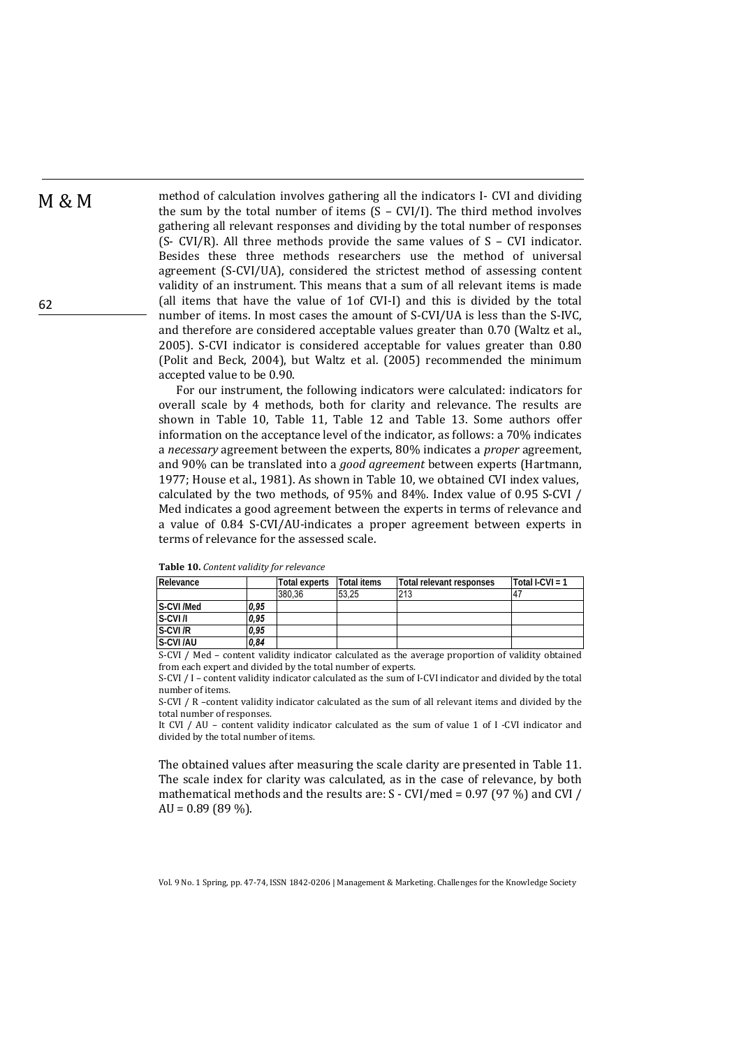method of calculation involves gathering all the indicators I- CVI and dividing the sum by the total number of items (S – CVI/I). The third method involves gathering all relevant responses and dividing by the total number of responses (S- CVI/R). All three methods provide the same values of S – CVI indicator. Besides these three methods researchers use the method of universal agreement (S-CVI/UA), considered the strictest method of assessing content validity of an instrument. This means that a sum of all relevant items is made (all items that have the value of 1of CVI-I) and this is divided by the total number of items. In most cases the amount of S-CVI/UA is less than the S-IVC, and therefore are considered acceptable values greater than 0.70 (Waltz et al., 2005). S-CVI indicator is considered acceptable for values greater than 0.80 (Polit and Beck, 2004), but Waltz et al. (2005) recommended the minimum accepted value to be 0.90.

For our instrument, the following indicators were calculated: indicators for overall scale by 4 methods, both for clarity and relevance. The results are shown in Table 10, Table 11, Table 12 and Table 13. Some authors offer information on the acceptance level of the indicator, as follows: a 70% indicates a *necessary* agreement between the experts, 80% indicates a *proper* agreement, and 90% can be translated into a *good agreement* between experts (Hartmann, 1977; House et al., 1981). As shown in Table 10, we obtained CVI index values, calculated by the two methods, of 95% and 84%. Index value of 0.95 S-CVI / Med indicates a good agreement between the experts in terms of relevance and a value of 0.84 S-CVI/AU-indicates a proper agreement between experts in terms of relevance for the assessed scale.

**Table 10.** *Content validity for relevance*

| Relevance | | Total experts | Total items | Total relevant responses | Total I-CVI = 1 |
|---|---|---|---|---|---|
| | | 380,36 | 53,25 | 213 | 47 |
| S-CVI /Med | *0,95* | | | | |
| S-CVI /I | *0,95* | | | | |
| S-CVI /R | *0,95* | | | | |
| S-CVI /AU | *0,84* | | | | |

S-CVI / Med – content validity indicator calculated as the average proportion of validity obtained from each expert and divided by the total number of experts.

S-CVI / I – content validity indicator calculated as the sum of I-CVI indicator and divided by the total number of items.

S-CVI / R –content validity indicator calculated as the sum of all relevant items and divided by the total number of responses.

It CVI / AU – content validity indicator calculated as the sum of value 1 of I -CVI indicator and divided by the total number of items.

The obtained values after measuring the scale clarity are presented in Table 11. The scale index for clarity was calculated, as in the case of relevance, by both mathematical methods and the results are: S - CVI/med = 0.97 (97 %) and CVI / AU = 0.89 (89 %).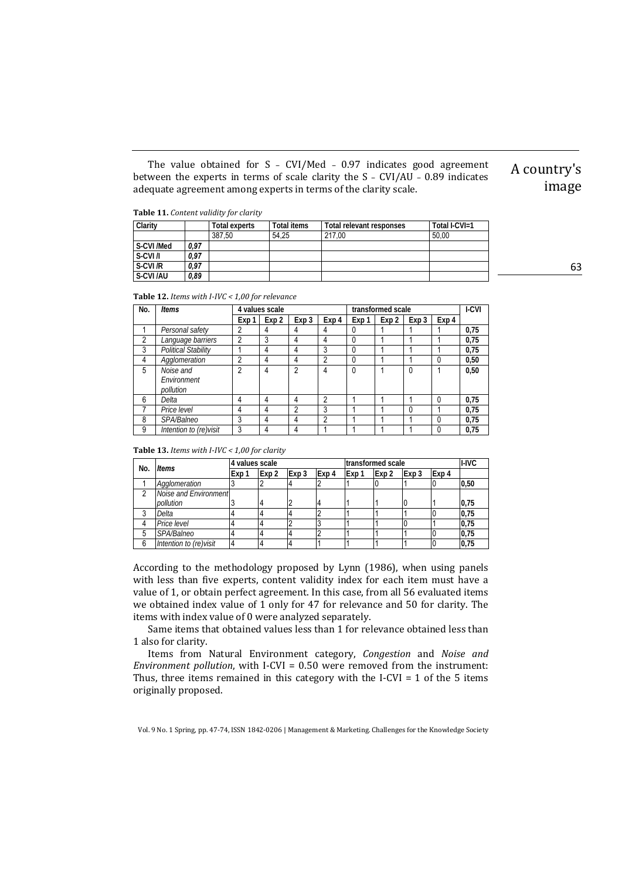The value obtained for S – CVI/Med – 0.97 indicates good agreement between the experts in terms of scale clarity the S – CVI/AU – 0.89 indicates adequate agreement among experts in terms of the clarity scale.

**Table 11.** *Content validity for clarity*

| Clarity | | Total experts | Total items | Total relevant responses | Total I-CVI=1 |
|---|---|---|---|---|---|
| | | 387,50 | 54,25 | 217,00 | 50,00 |
| S-CVI /Med | *0,97* | | | | |
| S-CVI /I | *0,97* | | | | |
| S-CVI /R | *0,97* | | | | |
| S-CVI /AU | *0,89* | | | | |

**Table 12.** *Items with I-IVC < 1,00 for relevance*

| No. | *Items* | 4 values scale | | | | transformed scale | | | | I-CVI |
|---|---|---|---|---|---|---|---|---|---|---|
| | | Exp 1 | Exp 2 | Exp 3 | Exp 4 | Exp 1 | Exp 2 | Exp 3 | Exp 4 | |
| 1 | *Personal safety* | 2 | 4 | 4 | 4 | 0 | 1 | 1 | 1 | **0,75** |
| 2 | *Language barriers* | 2 | 3 | 4 | 4 | 0 | 1 | 1 | 1 | **0,75** |
| 3 | *Political Stability* | 1 | 4 | 4 | 3 | 0 | 1 | 1 | 1 | **0,75** |
| 4 | *Agglomeration* | 2 | 4 | 4 | 2 | 0 | 1 | 1 | 0 | **0,50** |
| 5 | *Noise and Environment pollution* | 2 | 4 | 2 | 4 | 0 | 1 | 0 | 1 | **0,50** |
| 6 | *Delta* | 4 | 4 | 4 | 2 | 1 | 1 | 1 | 0 | **0,75** |
| 7 | *Price level* | 4 | 4 | 2 | 3 | 1 | 1 | 0 | 1 | **0,75** |
| 8 | *SPA/Balneo* | 3 | 4 | 4 | 2 | 1 | 1 | 1 | 0 | **0,75** |
| 9 | *Intention to (re)visit* | 3 | 4 | 4 | 1 | 1 | 1 | 1 | 0 | **0,75** |

**Table 13.** *Items with I-IVC < 1,00 for clarity*

| No. | *Items* | 4 values scale | | | | transformed scale | | | | I-IVC |
|---|---|---|---|---|---|---|---|---|---|---|
| | | Exp 1 | Exp 2 | Exp 3 | Exp 4 | Exp 1 | Exp 2 | Exp 3 | Exp 4 | |
| 1 | *Agglomeration* | 3 | 2 | 4 | 2 | 1 | 0 | 1 | 0 | **0,50** |
| 2 | *Noise and Environment pollution* | 3 | 4 | 2 | 4 | 1 | 1 | 0 | 1 | **0,75** |
| 3 | *Delta* | 4 | 4 | 4 | 2 | 1 | 1 | 1 | 0 | **0,75** |
| 4 | *Price level* | 4 | 4 | 2 | 3 | 1 | 1 | 0 | 1 | **0,75** |
| 5 | *SPA/Balneo* | 4 | 4 | 4 | 2 | 1 | 1 | 1 | 0 | **0,75** |
| 6 | *Intention to (re)visit* | 4 | 4 | 4 | 1 | 1 | 1 | 1 | 0 | **0,75** |

According to the methodology proposed by Lynn (1986), when using panels with less than five experts, content validity index for each item must have a value of 1, or obtain perfect agreement. In this case, from all 56 evaluated items we obtained index value of 1 only for 47 for relevance and 50 for clarity. The items with index value of 0 were analyzed separately.

Same items that obtained values less than 1 for relevance obtained less than 1 also for clarity.

Items from Natural Environment category, *Congestion* and *Noise and Environment pollution*, with I-CVI = 0.50 were removed from the instrument: Thus, three items remained in this category with the I-CVI = 1 of the 5 items originally proposed.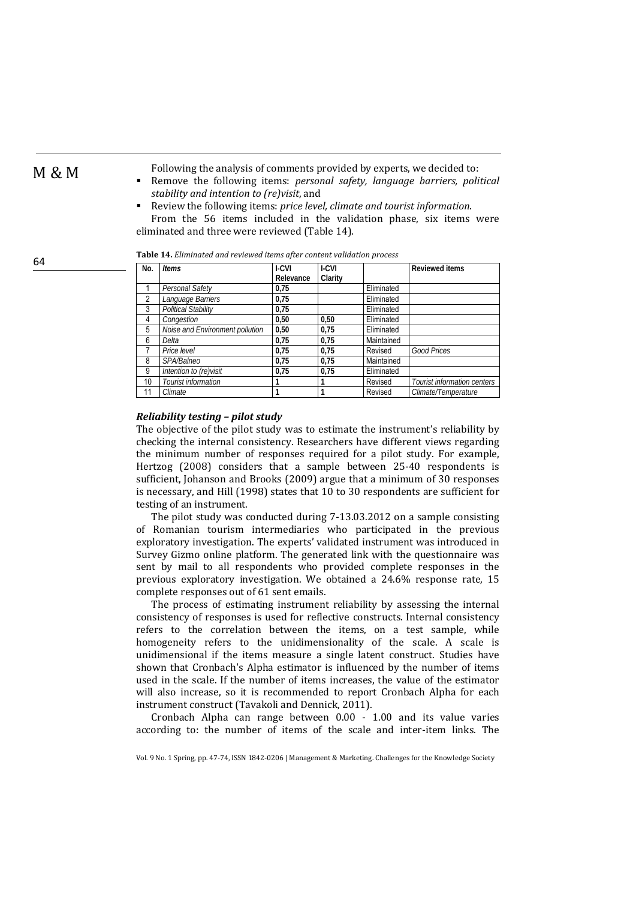Following the analysis of comments provided by experts, we decided to:

- Remove the following items: *personal safety, language barriers, political stability and intention to (re)visit*, and
- Review the following items: *price level, climate and tourist information*.

From the 56 items included in the validation phase, six items were eliminated and three were reviewed (Table 14).

**Table 14.** *Eliminated and reviewed items after content validation process*

| No. | *Items* | I-CVI Relevance | I-CVI Clarity | | Reviewed items |
|---|---|---|---|---|---|
| 1 | *Personal Safety* | 0,75 | | Eliminated | |
| 2 | *Language Barriers* | 0,75 | | Eliminated | |
| 3 | *Political Stability* | 0,75 | | Eliminated | |
| 4 | *Congestion* | 0,50 | 0,50 | Eliminated | |
| 5 | *Noise and Environment pollution* | 0,50 | 0,75 | Eliminated | |
| 6 | *Delta* | 0,75 | 0,75 | Maintained | |
| 7 | *Price level* | 0,75 | 0,75 | Revised | *Good Prices* |
| 8 | *SPA/Balneo* | 0,75 | 0,75 | Maintained | |
| 9 | *Intention to (re)visit* | 0,75 | 0,75 | Eliminated | |
| 10 | *Tourist information* | 1 | 1 | Revised | *Tourist information centers* |
| 11 | *Climate* | 1 | 1 | Revised | *Climate/Temperature* |

### *Reliability testing – pilot study*

The objective of the pilot study was to estimate the instrument's reliability by checking the internal consistency. Researchers have different views regarding the minimum number of responses required for a pilot study. For example, Hertzog (2008) considers that a sample between 25-40 respondents is sufficient, Johanson and Brooks (2009) argue that a minimum of 30 responses is necessary, and Hill (1998) states that 10 to 30 respondents are sufficient for testing of an instrument.

The pilot study was conducted during 7-13.03.2012 on a sample consisting of Romanian tourism intermediaries who participated in the previous exploratory investigation. The experts' validated instrument was introduced in Survey Gizmo online platform. The generated link with the questionnaire was sent by mail to all respondents who provided complete responses in the previous exploratory investigation. We obtained a 24.6% response rate, 15 complete responses out of 61 sent emails.

The process of estimating instrument reliability by assessing the internal consistency of responses is used for reflective constructs. Internal consistency refers to the correlation between the items, on a test sample, while homogeneity refers to the unidimensionality of the scale. A scale is unidimensional if the items measure a single latent construct. Studies have shown that Cronbach's Alpha estimator is influenced by the number of items used in the scale. If the number of items increases, the value of the estimator will also increase, so it is recommended to report Cronbach Alpha for each instrument construct (Tavakoli and Dennick, 2011).

Cronbach Alpha can range between 0.00 - 1.00 and its value varies according to: the number of items of the scale and inter-item links. The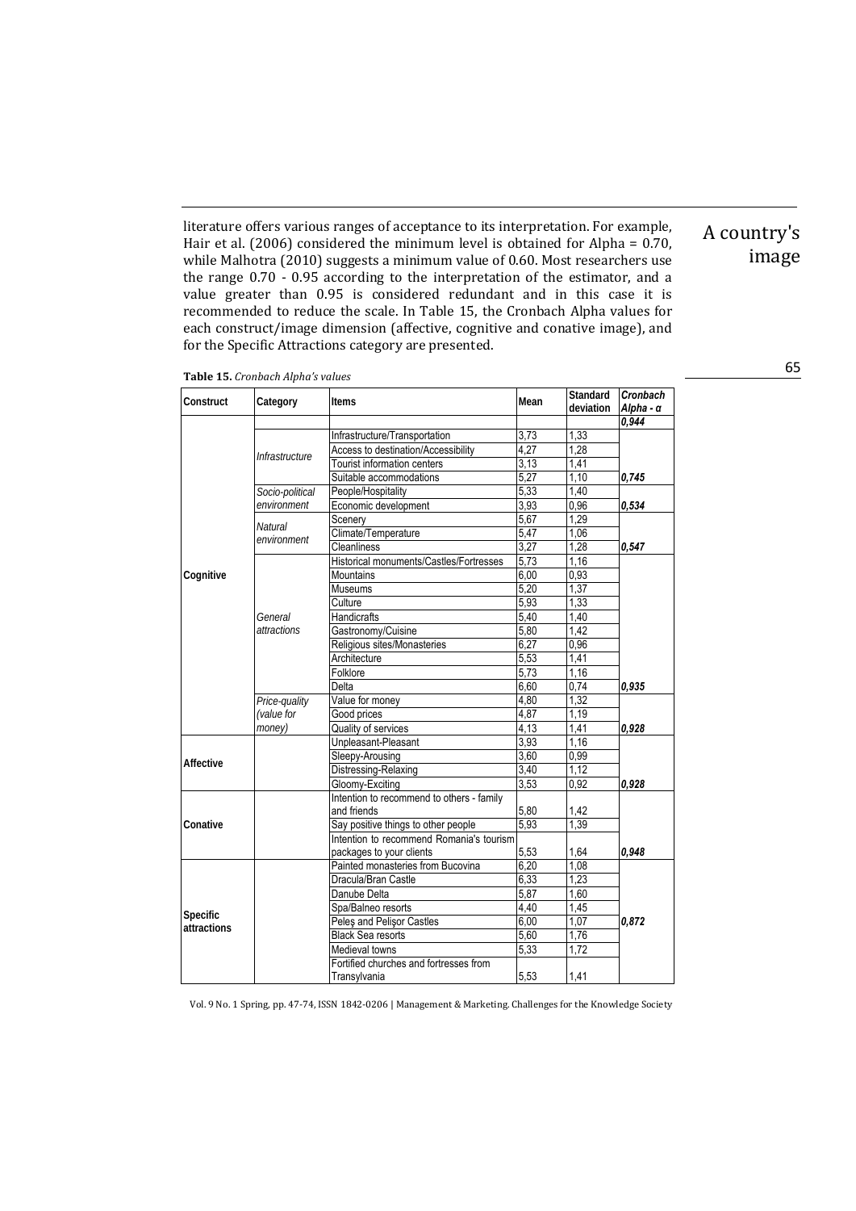literature offers various ranges of acceptance to its interpretation. For example, Hair et al. (2006) considered the minimum level is obtained for Alpha = 0.70, while Malhotra (2010) suggests a minimum value of 0.60. Most researchers use the range 0.70 - 0.95 according to the interpretation of the estimator, and a value greater than 0.95 is considered redundant and in this case it is recommended to reduce the scale. In Table 15, the Cronbach Alpha values for each construct/image dimension (affective, cognitive and conative image), and for the Specific Attractions category are presented.

**Table 15.** *Cronbach Alpha's values*

| Construct | Category | Items | Mean | Standard deviation | *Cronbach Alpha - α* |
|---|---|---|---|---|---|
| Cognitive | | | | | ***0,944*** |
| | *Infrastructure* | Infrastructure/Transportation | 3,73 | 1,33 | |
| | | Access to destination/Accessibility | 4,27 | 1,28 | |
| | | Tourist information centers | 3,13 | 1,41 | |
| | | Suitable accommodations | 5,27 | 1,10 | ***0,745*** |
| | *Socio-political environment* | People/Hospitality | 5,33 | 1,40 | |
| | | Economic development | 3,93 | 0,96 | ***0,534*** |
| | *Natural environment* | Scenery | 5,67 | 1,29 | |
| | | Climate/Temperature | 5,47 | 1,06 | |
| | | Cleanliness | 3,27 | 1,28 | ***0,547*** |
| | *General attractions* | Historical monuments/Castles/Fortresses | 5,73 | 1,16 | |
| | | Mountains | 6,00 | 0,93 | |
| | | Museums | 5,20 | 1,37 | |
| | | Culture | 5,93 | 1,33 | |
| | | Handicrafts | 5,40 | 1,40 | |
| | | Gastronomy/Cuisine | 5,80 | 1,42 | |
| | | Religious sites/Monasteries | 6,27 | 0,96 | |
| | | Architecture | 5,53 | 1,41 | |
| | | Folklore | 5,73 | 1,16 | |
| | | Delta | 6,60 | 0,74 | ***0,935*** |
| | *Price-quality (value for money)* | Value for money | 4,80 | 1,32 | |
| | | Good prices | 4,87 | 1,19 | |
| | | Quality of services | 4,13 | 1,41 | ***0,928*** |
| Affective | | Unpleasant-Pleasant | 3,93 | 1,16 | |
| | | Sleepy-Arousing | 3,60 | 0,99 | |
| | | Distressing-Relaxing | 3,40 | 1,12 | |
| | | Gloomy-Exciting | 3,53 | 0,92 | ***0,928*** |
| Conative | | Intention to recommend to others - family and friends | 5,80 | 1,42 | |
| | | Say positive things to other people | 5,93 | 1,39 | |
| | | Intention to recommend Romania's tourism packages to your clients | 5,53 | 1,64 | ***0,948*** |
| Specific attractions | | Painted monasteries from Bucovina | 6,20 | 1,08 | |
| | | Dracula/Bran Castle | 6,33 | 1,23 | |
| | | Danube Delta | 5,87 | 1,60 | |
| | | Spa/Balneo resorts | 4,40 | 1,45 | |
| | | Peleș and Pelișor Castles | 6,00 | 1,07 | ***0,872*** |
| | | Black Sea resorts | 5,60 | 1,76 | |
| | | Medieval towns | 5,33 | 1,72 | |
| | | Fortified churches and fortresses from Transylvania | 5,53 | 1,41 | |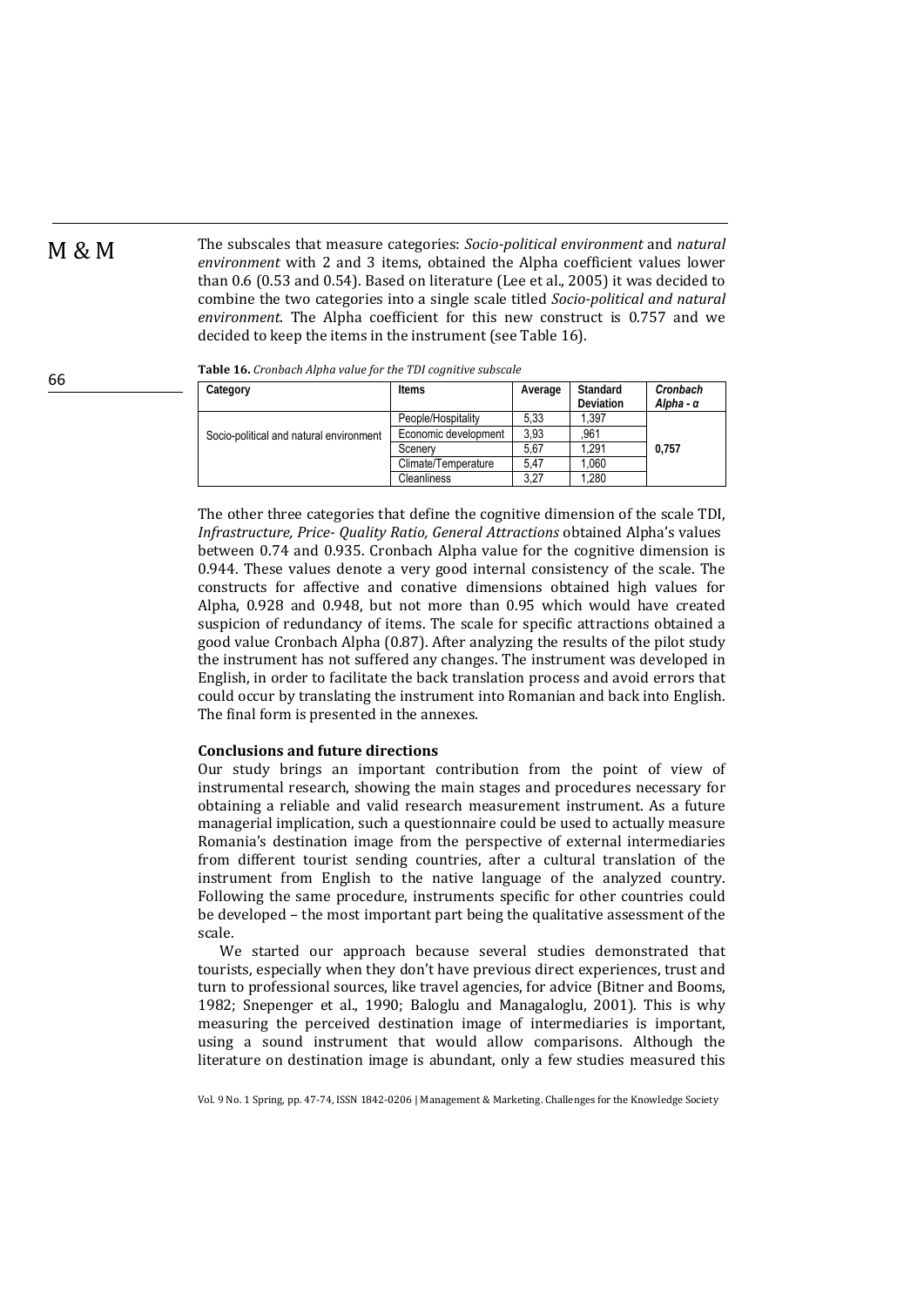The subscales that measure categories: *Socio-political environment* and *natural environment* with 2 and 3 items, obtained the Alpha coefficient values lower than 0.6 (0.53 and 0.54). Based on literature (Lee et al., 2005) it was decided to combine the two categories into a single scale titled *Socio-political and natural environment*. The Alpha coefficient for this new construct is 0.757 and we decided to keep the items in the instrument (see Table 16).

**Table 16.** *Cronbach Alpha value for the TDI cognitive subscale*

| Category | Items | Average | Standard Deviation | *Cronbach Alpha - α* |
|---|---|---|---|---|
| Socio-political and natural environment | People/Hospitality | 5,33 | 1,397 | **0,757** |
| | Economic development | 3,93 | ,961 | |
| | Scenery | 5,67 | 1,291 | |
| | Climate/Temperature | 5,47 | 1,060 | |
| | Cleanliness | 3,27 | 1,280 | |

The other three categories that define the cognitive dimension of the scale TDI, *Infrastructure, Price- Quality Ratio, General Attractions* obtained Alpha's values between 0.74 and 0.935. Cronbach Alpha value for the cognitive dimension is 0.944. These values denote a very good internal consistency of the scale. The constructs for affective and conative dimensions obtained high values for Alpha, 0.928 and 0.948, but not more than 0.95 which would have created suspicion of redundancy of items. The scale for specific attractions obtained a good value Cronbach Alpha (0.87). After analyzing the results of the pilot study the instrument has not suffered any changes. The instrument was developed in English, in order to facilitate the back translation process and avoid errors that could occur by translating the instrument into Romanian and back into English. The final form is presented in the annexes.

### Conclusions and future directions

Our study brings an important contribution from the point of view of instrumental research, showing the main stages and procedures necessary for obtaining a reliable and valid research measurement instrument. As a future managerial implication, such a questionnaire could be used to actually measure Romania's destination image from the perspective of external intermediaries from different tourist sending countries, after a cultural translation of the instrument from English to the native language of the analyzed country. Following the same procedure, instruments specific for other countries could be developed – the most important part being the qualitative assessment of the scale.

We started our approach because several studies demonstrated that tourists, especially when they don't have previous direct experiences, trust and turn to professional sources, like travel agencies, for advice (Bitner and Booms, 1982; Snepenger et al., 1990; Baloglu and Managaloglu, 2001). This is why measuring the perceived destination image of intermediaries is important, using a sound instrument that would allow comparisons. Although the literature on destination image is abundant, only a few studies measured this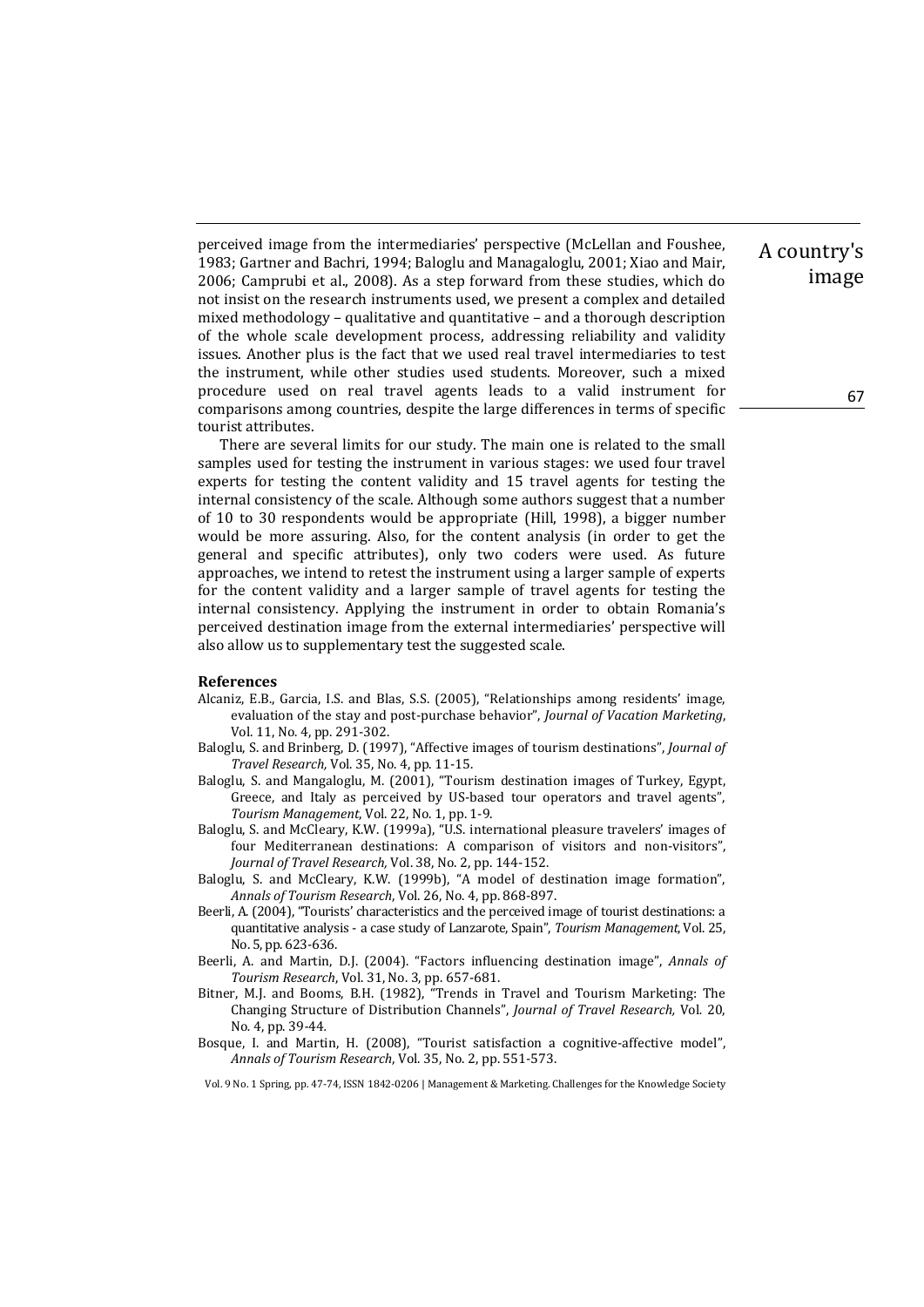perceived image from the intermediaries' perspective (McLellan and Foushee, 1983; Gartner and Bachri, 1994; Baloglu and Managaloglu, 2001; Xiao and Mair, 2006; Camprubi et al., 2008). As a step forward from these studies, which do not insist on the research instruments used, we present a complex and detailed mixed methodology – qualitative and quantitative – and a thorough description of the whole scale development process, addressing reliability and validity issues. Another plus is the fact that we used real travel intermediaries to test the instrument, while other studies used students. Moreover, such a mixed procedure used on real travel agents leads to a valid instrument for comparisons among countries, despite the large differences in terms of specific tourist attributes.

There are several limits for our study. The main one is related to the small samples used for testing the instrument in various stages: we used four travel experts for testing the content validity and 15 travel agents for testing the internal consistency of the scale. Although some authors suggest that a number of 10 to 30 respondents would be appropriate (Hill, 1998), a bigger number would be more assuring. Also, for the content analysis (in order to get the general and specific attributes), only two coders were used. As future approaches, we intend to retest the instrument using a larger sample of experts for the content validity and a larger sample of travel agents for testing the internal consistency. Applying the instrument in order to obtain Romania's perceived destination image from the external intermediaries' perspective will also allow us to supplementary test the suggested scale.

**References**

- Alcaniz, E.B., Garcia, I.S. and Blas, S.S. (2005), "Relationships among residents' image, evaluation of the stay and post-purchase behavior", *Journal of Vacation Marketing*, Vol. 11, No. 4, pp. 291-302.
- Baloglu, S. and Brinberg, D. (1997), "Affective images of tourism destinations", *Journal of Travel Research,* Vol. 35, No. 4, pp. 11-15.
- Baloglu, S. and Mangaloglu, M. (2001), "Tourism destination images of Turkey, Egypt, Greece, and Italy as perceived by US-based tour operators and travel agents", *Tourism Management*, Vol. 22, No. 1, pp. 1-9.
- Baloglu, S. and McCleary, K.W. (1999a), "U.S. international pleasure travelers' images of four Mediterranean destinations: A comparison of visitors and non-visitors", *Journal of Travel Research,* Vol. 38, No. 2, pp. 144-152.
- Baloglu, S. and McCleary, K.W. (1999b), "A model of destination image formation", *Annals of Tourism Research*, Vol. 26, No. 4, pp. 868-897.
- Beerli, A. (2004), "Tourists' characteristics and the perceived image of tourist destinations: a quantitative analysis - a case study of Lanzarote, Spain", *Tourism Management*, Vol. 25, No. 5, pp. 623-636.
- Beerli, A. and Martin, D.J. (2004). "Factors influencing destination image", *Annals of Tourism Research*, Vol. 31, No. 3, pp. 657-681.
- Bitner, M.J. and Booms, B.H. (1982), "Trends in Travel and Tourism Marketing: The Changing Structure of Distribution Channels", *Journal of Travel Research,* Vol. 20, No. 4, pp. 39-44.
- Bosque, I. and Martin, H. (2008), "Tourist satisfaction a cognitive-affective model", *Annals of Tourism Research*, Vol. 35, No. 2, pp. 551-573.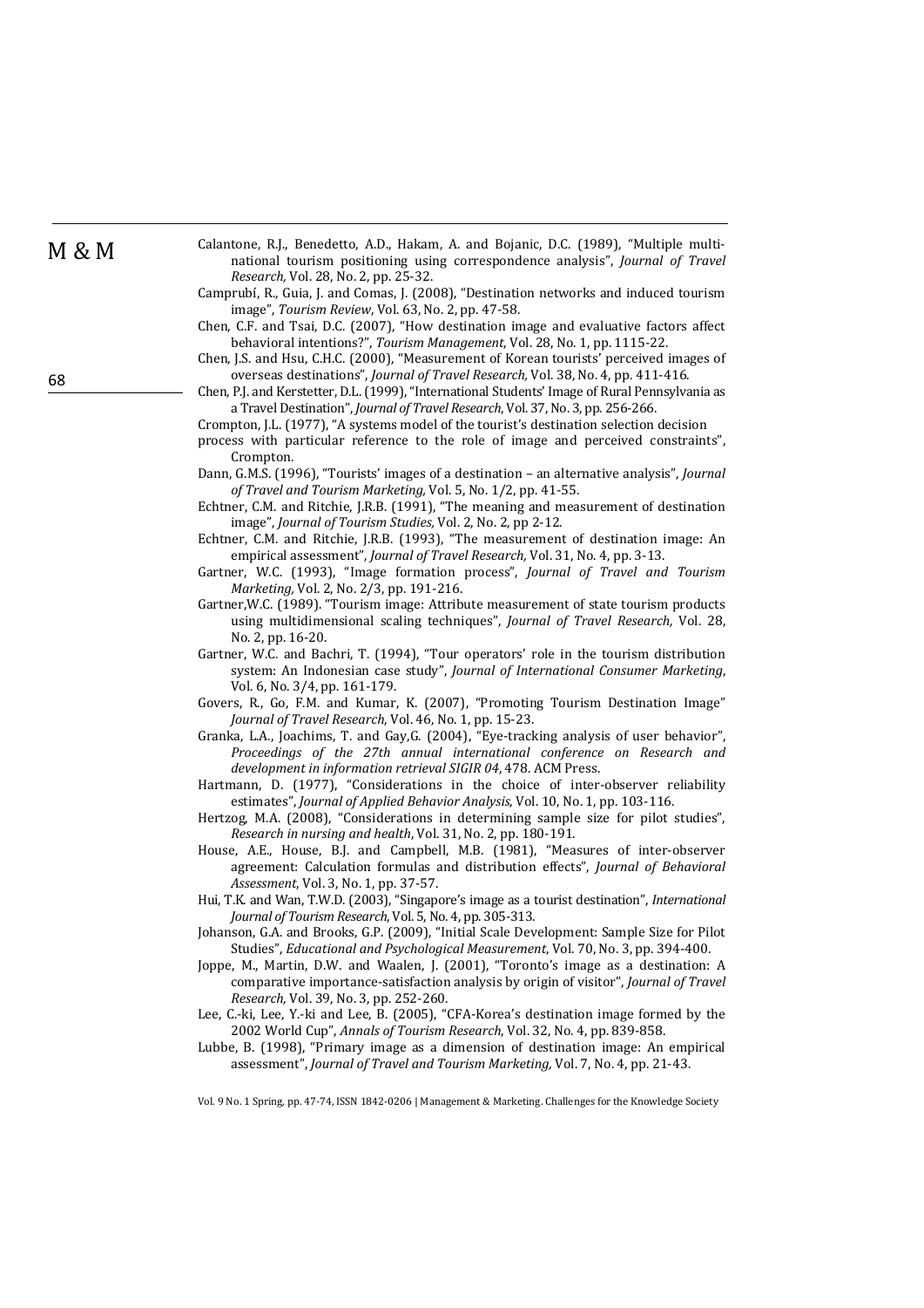Calantone, R.J., Benedetto, A.D., Hakam, A. and Bojanic, D.C. (1989), "Multiple multinational tourism positioning using correspondence analysis", *Journal of Travel Research,* Vol. 28, No. 2, pp. 25-32.

Camprubí, R., Guia, J. and Comas, J. (2008), "Destination networks and induced tourism image", *Tourism Review*, Vol. 63, No. 2, pp. 47-58.

Chen, C.F. and Tsai, D.C. (2007), "How destination image and evaluative factors affect behavioral intentions?", *Tourism Management*, Vol. 28, No. 1, pp. 1115-22.

Chen, J.S. and Hsu, C.H.C. (2000), "Measurement of Korean tourists' perceived images of overseas destinations", *Journal of Travel Research,* Vol. 38, No. 4, pp. 411-416.

Chen, P.J. and Kerstetter, D.L. (1999), "International Students' Image of Rural Pennsylvania as a Travel Destination", *Journal of Travel Research*, Vol. 37, No. 3, pp. 256-266.

Crompton, J.L. (1977), "A systems model of the tourist's destination selection decision process with particular reference to the role of image and perceived constraints", Crompton.

Dann, G.M.S. (1996), "Tourists' images of a destination – an alternative analysis", *Journal of Travel and Tourism Marketing,* Vol. 5, No. 1/2, pp. 41-55.

Echtner, C.M. and Ritchie, J.R.B. (1991), "The meaning and measurement of destination image", *Journal of Tourism Studies,* Vol. 2, No. 2, pp 2-12.

Echtner, C.M. and Ritchie, J.R.B. (1993), "The measurement of destination image: An empirical assessment", *Journal of Travel Research,* Vol. 31, No. 4, pp. 3-13.

Gartner, W.C. (1993), "Image formation process", *Journal of Travel and Tourism Marketing,* Vol. 2, No. 2/3, pp. 191-216.

Gartner,W.C. (1989). "Tourism image: Attribute measurement of state tourism products using multidimensional scaling techniques", *Journal of Travel Research,* Vol. 28, No. 2, pp. 16-20.

Gartner, W.C. and Bachri, T. (1994), "Tour operators' role in the tourism distribution system: An Indonesian case study", *Journal of International Consumer Marketing*, Vol. 6, No. 3/4, pp. 161-179.

Govers, R., Go, F.M. and Kumar, K. (2007), "Promoting Tourism Destination Image" *Journal of Travel Research*, Vol. 46, No. 1, pp. 15-23.

Granka, L.A., Joachims, T. and Gay,G. (2004), "Eye-tracking analysis of user behavior", *Proceedings of the 27th annual international conference on Research and development in information retrieval SIGIR 04*, 478. ACM Press.

Hartmann, D. (1977), "Considerations in the choice of inter-observer reliability estimates", *Journal of Applied Behavior Analysis*, Vol. 10, No. 1, pp. 103-116.

Hertzog, M.A. (2008), "Considerations in determining sample size for pilot studies", *Research in nursing and health*, Vol. 31, No. 2, pp. 180-191.

House, A.E., House, B.J. and Campbell, M.B. (1981), "Measures of inter-observer agreement: Calculation formulas and distribution effects", *Journal of Behavioral Assessment*, Vol. 3, No. 1, pp. 37-57.

Hui, T.K. and Wan, T.W.D. (2003), "Singapore's image as a tourist destination", *International Journal of Tourism Research*, Vol. 5, No. 4, pp. 305-313.

Johanson, G.A. and Brooks, G.P. (2009), "Initial Scale Development: Sample Size for Pilot Studies", *Educational and Psychological Measurement*, Vol. 70, No. 3, pp. 394-400.

Joppe, M., Martin, D.W. and Waalen, J. (2001), "Toronto's image as a destination: A comparative importance-satisfaction analysis by origin of visitor", *Journal of Travel Research,* Vol. 39, No. 3, pp. 252-260.

Lee, C.-ki, Lee, Y.-ki and Lee, B. (2005), "CFA-Korea's destination image formed by the 2002 World Cup", *Annals of Tourism Research*, Vol. 32, No. 4, pp. 839-858.

Lubbe, B. (1998), "Primary image as a dimension of destination image: An empirical assessment", *Journal of Travel and Tourism Marketing,* Vol. 7, No. 4, pp. 21-43.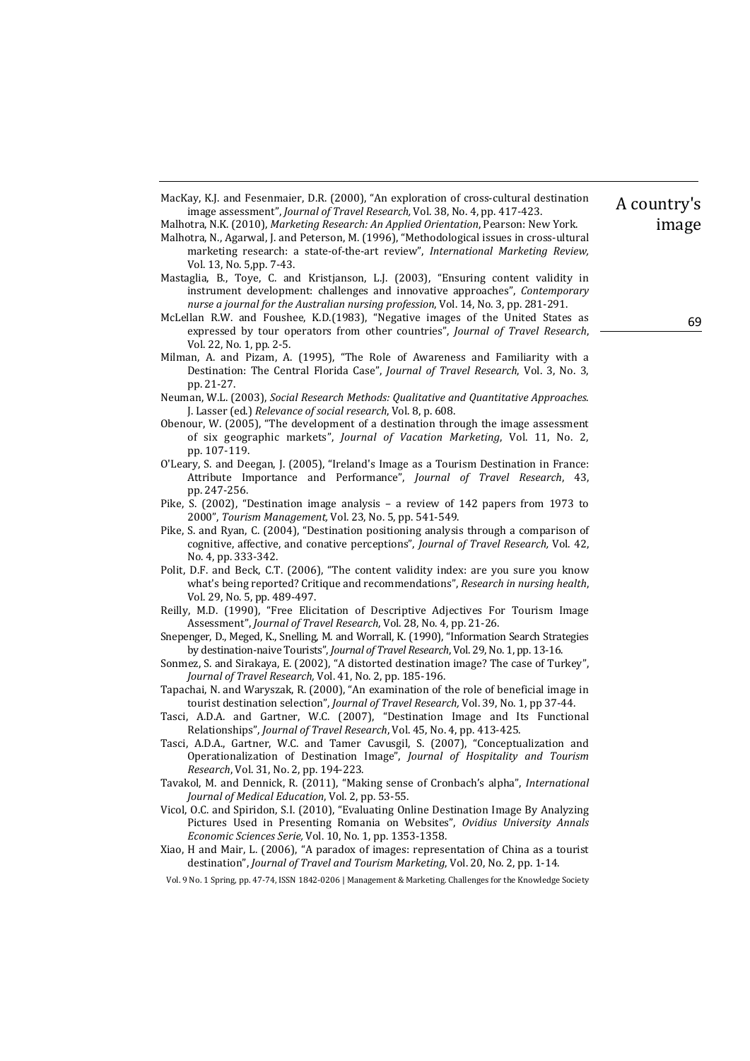MacKay, K.J. and Fesenmaier, D.R. (2000), "An exploration of cross-cultural destination image assessment", *Journal of Travel Research,* Vol. 38, No. 4, pp. 417-423.

Malhotra, N.K. (2010), *Marketing Research: An Applied Orientation*, Pearson: New York.

Malhotra, N., Agarwal, J. and Peterson, M. (1996), "Methodological issues in cross-ultural marketing research: a state-of-the-art review", *International Marketing Review,* Vol. 13, No. 5,pp. 7-43.

Mastaglia, B., Toye, C. and Kristjanson, L.J. (2003), "Ensuring content validity in instrument development: challenges and innovative approaches", *Contemporary nurse a journal for the Australian nursing profession*, Vol. 14, No. 3, pp. 281-291.

McLellan R.W. and Foushee, K.D.(1983), "Negative images of the United States as expressed by tour operators from other countries", *Journal of Travel Research*, Vol. 22, No. 1, pp. 2-5.

Milman, A. and Pizam, A. (1995), "The Role of Awareness and Familiarity with a Destination: The Central Florida Case", *Journal of Travel Research*, Vol. 3, No. 3, pp. 21-27.

Neuman, W.L. (2003), *Social Research Methods: Qualitative and Quantitative Approaches*. J. Lasser (ed.) *Relevance of social research*, Vol. 8, p. 608.

Obenour, W. (2005), "The development of a destination through the image assessment of six geographic markets", *Journal of Vacation Marketing*, Vol. 11, No. 2, pp. 107-119.

O'Leary, S. and Deegan, J. (2005), "Ireland's Image as a Tourism Destination in France: Attribute Importance and Performance", *Journal of Travel Research*, 43, pp. 247-256.

Pike, S. (2002), "Destination image analysis – a review of 142 papers from 1973 to 2000", *Tourism Management,* Vol. 23, No. 5, pp. 541-549.

Pike, S. and Ryan, C. (2004), "Destination positioning analysis through a comparison of cognitive, affective, and conative perceptions", *Journal of Travel Research,* Vol. 42, No. 4, pp. 333-342.

Polit, D.F. and Beck, C.T. (2006), "The content validity index: are you sure you know what's being reported? Critique and recommendations", *Research in nursing health*, Vol. 29, No. 5, pp. 489-497.

Reilly, M.D. (1990), "Free Elicitation of Descriptive Adjectives For Tourism Image Assessment", *Journal of Travel Research*, Vol. 28, No. 4, pp. 21-26.

Snepenger, D., Meged, K., Snelling, M. and Worrall, K. (1990), "Information Search Strategies by destination-naive Tourists", *Journal of Travel Research*, Vol. 29, No. 1, pp. 13-16.

Sonmez, S. and Sirakaya, E. (2002), "A distorted destination image? The case of Turkey", *Journal of Travel Research,* Vol. 41, No. 2, pp. 185-196.

Tapachai, N. and Waryszak, R. (2000), "An examination of the role of beneficial image in tourist destination selection", *Journal of Travel Research,* Vol. 39, No. 1, pp 37-44.

Tasci, A.D.A. and Gartner, W.C. (2007), "Destination Image and Its Functional Relationships", *Journal of Travel Research*, Vol. 45, No. 4, pp. 413-425.

Tasci, A.D.A., Gartner, W.C. and Tamer Cavusgil, S. (2007), "Conceptualization and Operationalization of Destination Image", *Journal of Hospitality and Tourism Research*, Vol. 31, No. 2, pp. 194-223.

Tavakol, M. and Dennick, R. (2011), "Making sense of Cronbach's alpha", *International Journal of Medical Education*, Vol. 2, pp. 53-55.

Vicol, O.C. and Spiridon, S.I. (2010), "Evaluating Online Destination Image By Analyzing Pictures Used in Presenting Romania on Websites", *Ovidius University Annals Economic Sciences Serie,* Vol. 10, No. 1, pp. 1353-1358.

Xiao, H and Mair, L. (2006), "A paradox of images: representation of China as a tourist destination", *Journal of Travel and Tourism Marketing*, Vol. 20, No. 2, pp. 1-14.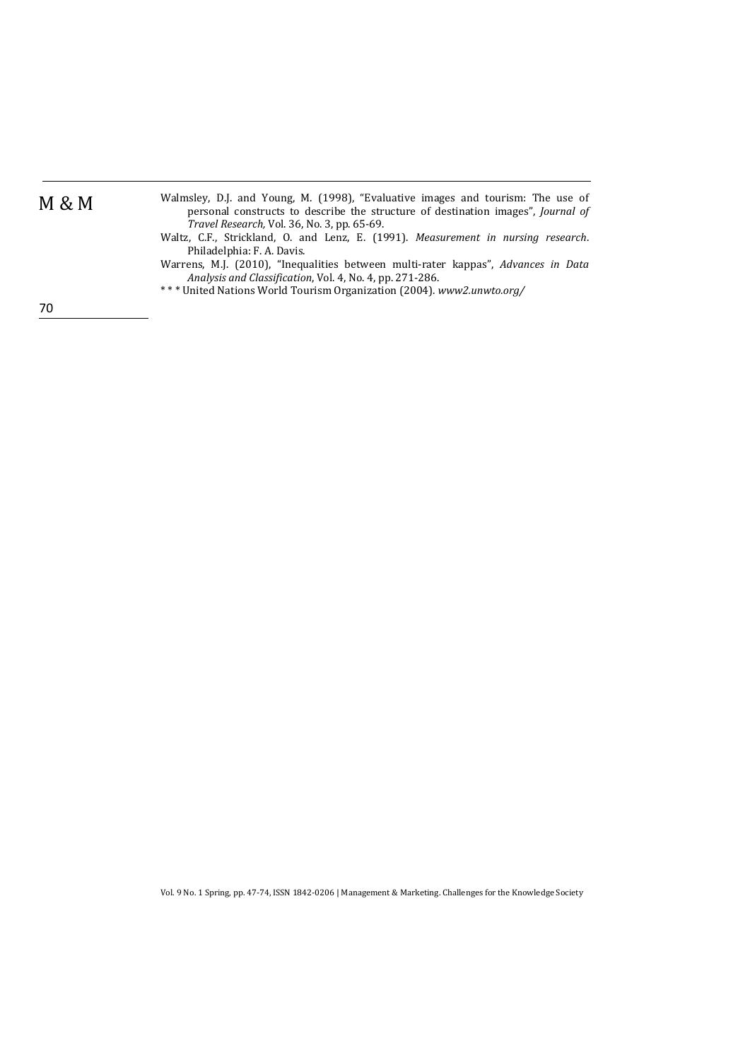Walmsley, D.J. and Young, M. (1998), "Evaluative images and tourism: The use of personal constructs to describe the structure of destination images", *Journal of Travel Research*, Vol. 36, No. 3, pp. 65-69.

Waltz, C.F., Strickland, O. and Lenz, E. (1991). *Measurement in nursing research*. Philadelphia: F. A. Davis.

Warrens, M.J. (2010), "Inequalities between multi-rater kappas", *Advances in Data Analysis and Classification*, Vol. 4, No. 4, pp. 271-286.

* * * United Nations World Tourism Organization (2004). *www2.unwto.org/*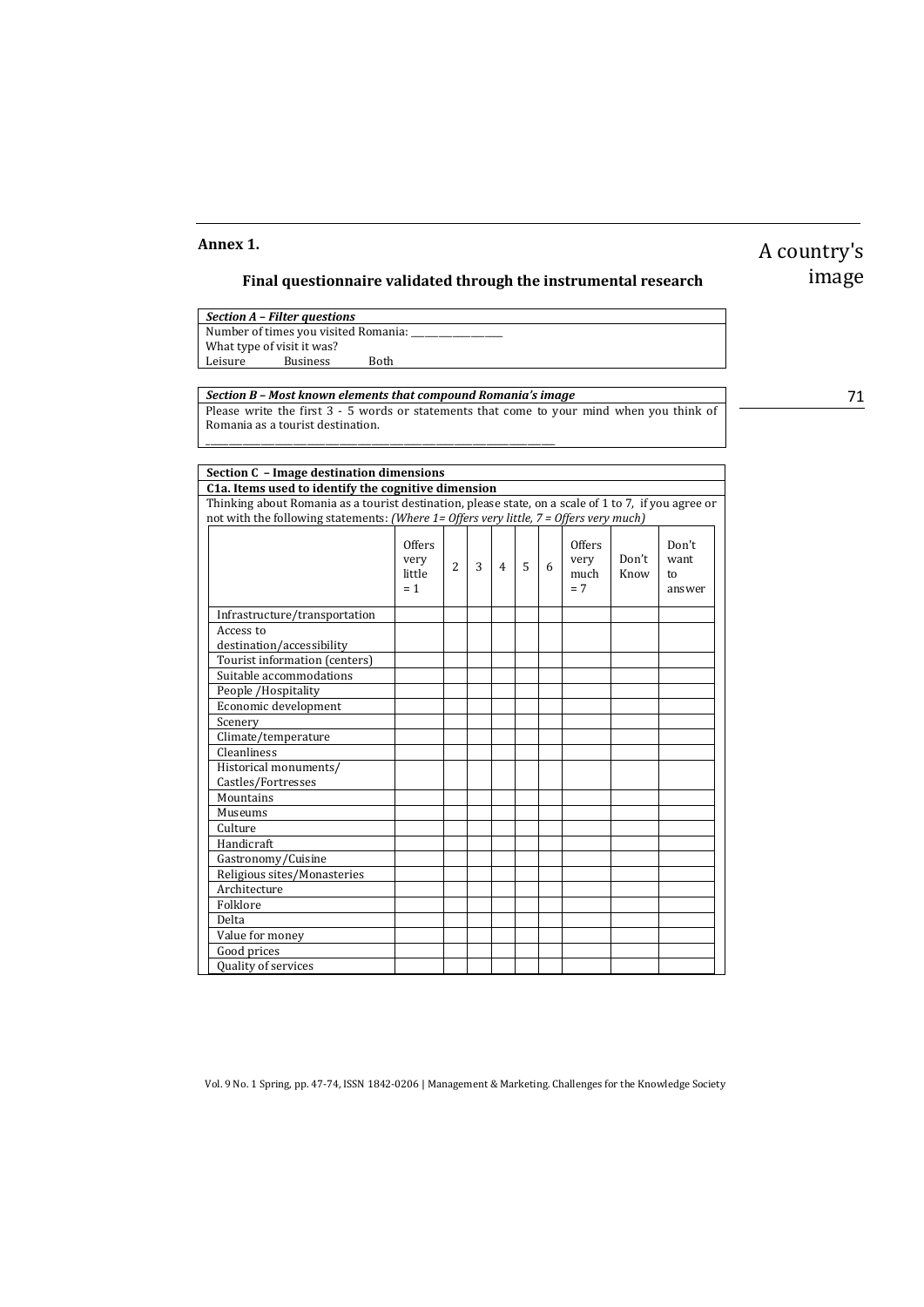**Annex 1.**

## Final questionnaire validated through the instrumental research

***Section A – Filter questions***

Number of times you visited Romania: ___________________

What type of visit it was?

Leisure Business Both

***Section B – Most known elements that compound Romania's image***

Please write the first 3 - 5 words or statements that come to your mind when you think of Romania as a tourist destination.

_______________________________________________________________

**Section C – Image destination dimensions**

**C1a. Items used to identify the cognitive dimension**

Thinking about Romania as a tourist destination, please state, on a scale of 1 to 7, if you agree or not with the following statements: *(Where 1= Offers very little, 7 = Offers very much)*

| | Offers very little = 1 | 2 | 3 | 4 | 5 | 6 | Offers very much = 7 | Don't Know | Don't want to answer |
|---|---|---|---|---|---|---|---|---|---|
| Infrastructure/transportation | | | | | | | | | |
| Access to destination/accessibility | | | | | | | | | |
| Tourist information (centers) | | | | | | | | | |
| Suitable accommodations | | | | | | | | | |
| People /Hospitality | | | | | | | | | |
| Economic development | | | | | | | | | |
| Scenery | | | | | | | | | |
| Climate/temperature | | | | | | | | | |
| Cleanliness | | | | | | | | | |
| Historical monuments/ Castles/Fortresses | | | | | | | | | |
| Mountains | | | | | | | | | |
| Museums | | | | | | | | | |
| Culture | | | | | | | | | |
| Handicraft | | | | | | | | | |
| Gastronomy/Cuisine | | | | | | | | | |
| Religious sites/Monasteries | | | | | | | | | |
| Architecture | | | | | | | | | |
| Folklore | | | | | | | | | |
| Delta | | | | | | | | | |
| Value for money | | | | | | | | | |
| Good prices | | | | | | | | | |
| Quality of services | | | | | | | | | |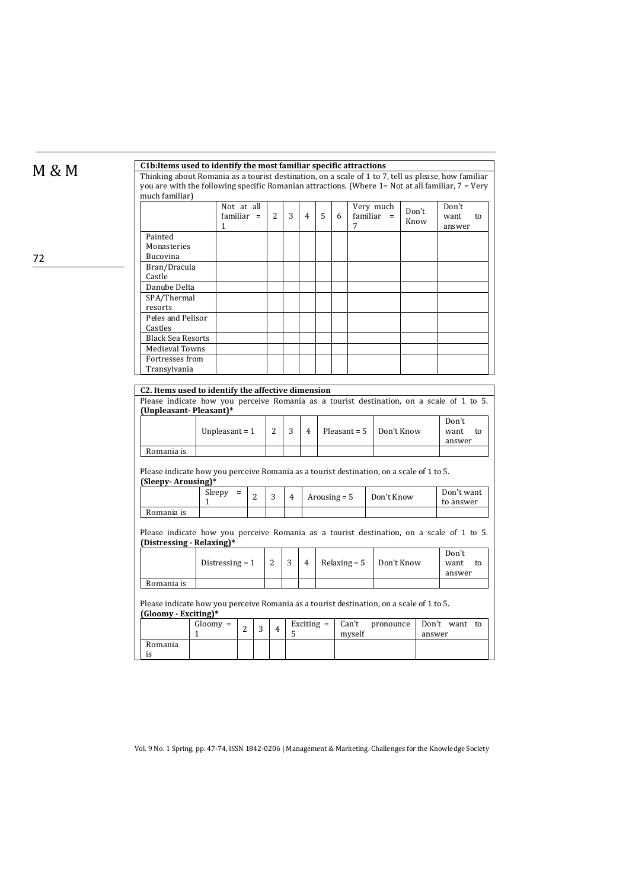**C1b:Items used to identify the most familiar specific attractions**

Thinking about Romania as a tourist destination, on a scale of 1 to 7, tell us please, how familiar you are with the following specific Romanian attractions. (Where 1= Not at all familiar, 7 = Very much familiar)

| | Not at all familiar = 1 | 2 | 3 | 4 | 5 | 6 | Very much familiar = 7 | Don't Know | Don't want to answer |
|---|---|---|---|---|---|---|---|---|---|
| Painted Monasteries Bucovina | | | | | | | | | |
| Bran/Dracula Castle | | | | | | | | | |
| Danube Delta | | | | | | | | | |
| SPA/Thermal resorts | | | | | | | | | |
| Peles and Pelisor Castles | | | | | | | | | |
| Black Sea Resorts | | | | | | | | | |
| Medieval Towns | | | | | | | | | |
| Fortresses from Transylvania | | | | | | | | | |

**C2. Items used to identify the affective dimension**

Please indicate how you perceive Romania as a tourist destination, on a scale of 1 to 5. **(Unpleasant- Pleasant)***

| | Unpleasant = 1 | 2 | 3 | 4 | Pleasant = 5 | Don't Know | Don't want to answer |
|---|---|---|---|---|---|---|---|
| Romania is | | | | | | | |

Please indicate how you perceive Romania as a tourist destination, on a scale of 1 to 5. **(Sleepy- Arousing)***

| | Sleepy = 1 | 2 | 3 | 4 | Arousing = 5 | Don't Know | Don't want to answer |
|---|---|---|---|---|---|---|---|
| Romania is | | | | | | | |

Please indicate how you perceive Romania as a tourist destination, on a scale of 1 to 5. **(Distressing - Relaxing)***

| | Distressing = 1 | 2 | 3 | 4 | Relaxing = 5 | Don't Know | Don't want to answer |
|---|---|---|---|---|---|---|---|
| Romania is | | | | | | | |

Please indicate how you perceive Romania as a tourist destination, on a scale of 1 to 5. **(Gloomy - Exciting)***

| | Gloomy = 1 | 2 | 3 | 4 | Exciting = 5 | Can't pronounce myself | Don't want to answer |
|---|---|---|---|---|---|---|---|
| Romania is | | | | | | | |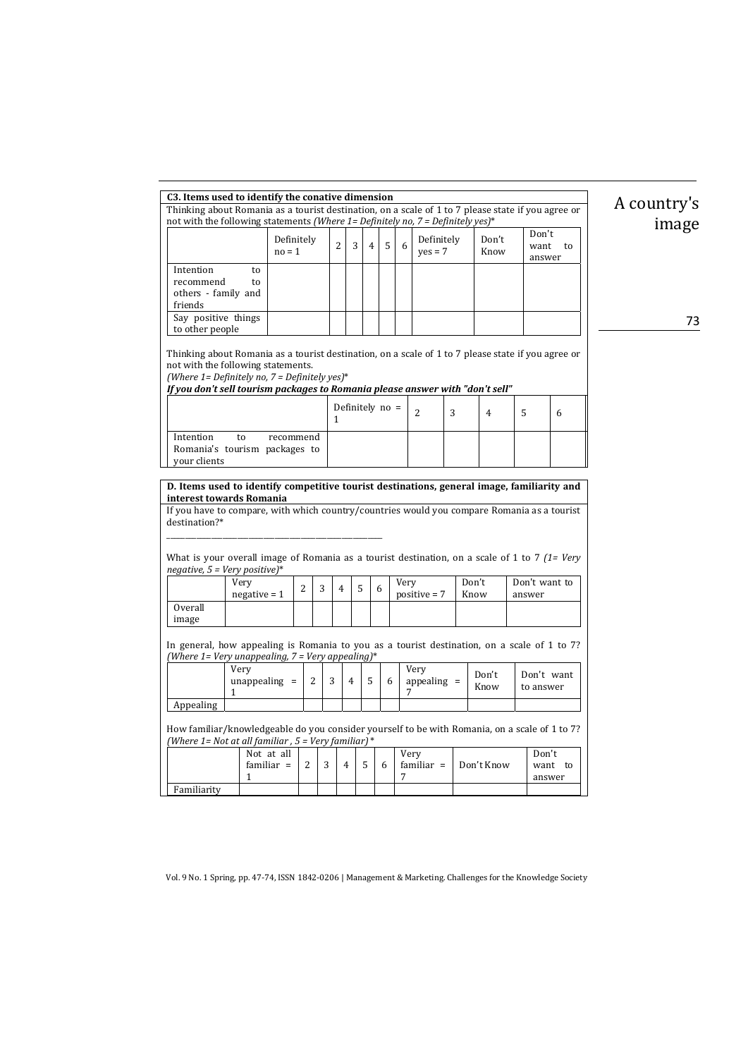**C3. Items used to identify the conative dimension**

Thinking about Romania as a tourist destination, on a scale of 1 to 7 please state if you agree or not with the following statements *(Where 1= Definitely no, 7 = Definitely yes)*\*

| | Definitely no = 1 | 2 | 3 | 4 | 5 | 6 | Definitely yes = 7 | Don't Know | Don't want to answer |
|---|---|---|---|---|---|---|---|---|---|
| Intention to recommend to others - family and friends | | | | | | | | | |
| Say positive things to other people | | | | | | | | | |

Thinking about Romania as a tourist destination, on a scale of 1 to 7 please state if you agree or not with the following statements.
*(Where 1= Definitely no, 7 = Definitely yes)*\*
***If you don't sell tourism packages to Romania please answer with "don't sell"***

| | Definitely no = 1 | 2 | 3 | 4 | 5 | 6 |
|---|---|---|---|---|---|---|
| Intention to recommend Romania's tourism packages to your clients | | | | | | |

**D. Items used to identify competitive tourist destinations, general image, familiarity and interest towards Romania**

If you have to compare, with which country/countries would you compare Romania as a tourist destination?\*

_______________________________________________

What is your overall image of Romania as a tourist destination, on a scale of 1 to 7 *(1= Very negative, 5 = Very positive)*\*

| | Very negative = 1 | 2 | 3 | 4 | 5 | 6 | Very positive = 7 | Don't Know | Don't want to answer |
|---|---|---|---|---|---|---|---|---|---|
| Overall image | | | | | | | | | |

In general, how appealing is Romania to you as a tourist destination, on a scale of 1 to 7? *(Where 1= Very unappealing, 7 = Very appealing)*\*

| | Very unappealing = 1 | 2 | 3 | 4 | 5 | 6 | Very appealing = 7 | Don't Know | Don't want to answer |
|---|---|---|---|---|---|---|---|---|---|
| Appealing | | | | | | | | | |

How familiar/knowledgeable do you consider yourself to be with Romania, on a scale of 1 to 7? *(Where 1= Not at all familiar , 5 = Very familiar)* \*

| | Not at all familiar = 1 | 2 | 3 | 4 | 5 | 6 | Very familiar = 7 | Don't Know | Don't want to answer |
|---|---|---|---|---|---|---|---|---|---|
| Familiarity | | | | | | | | | |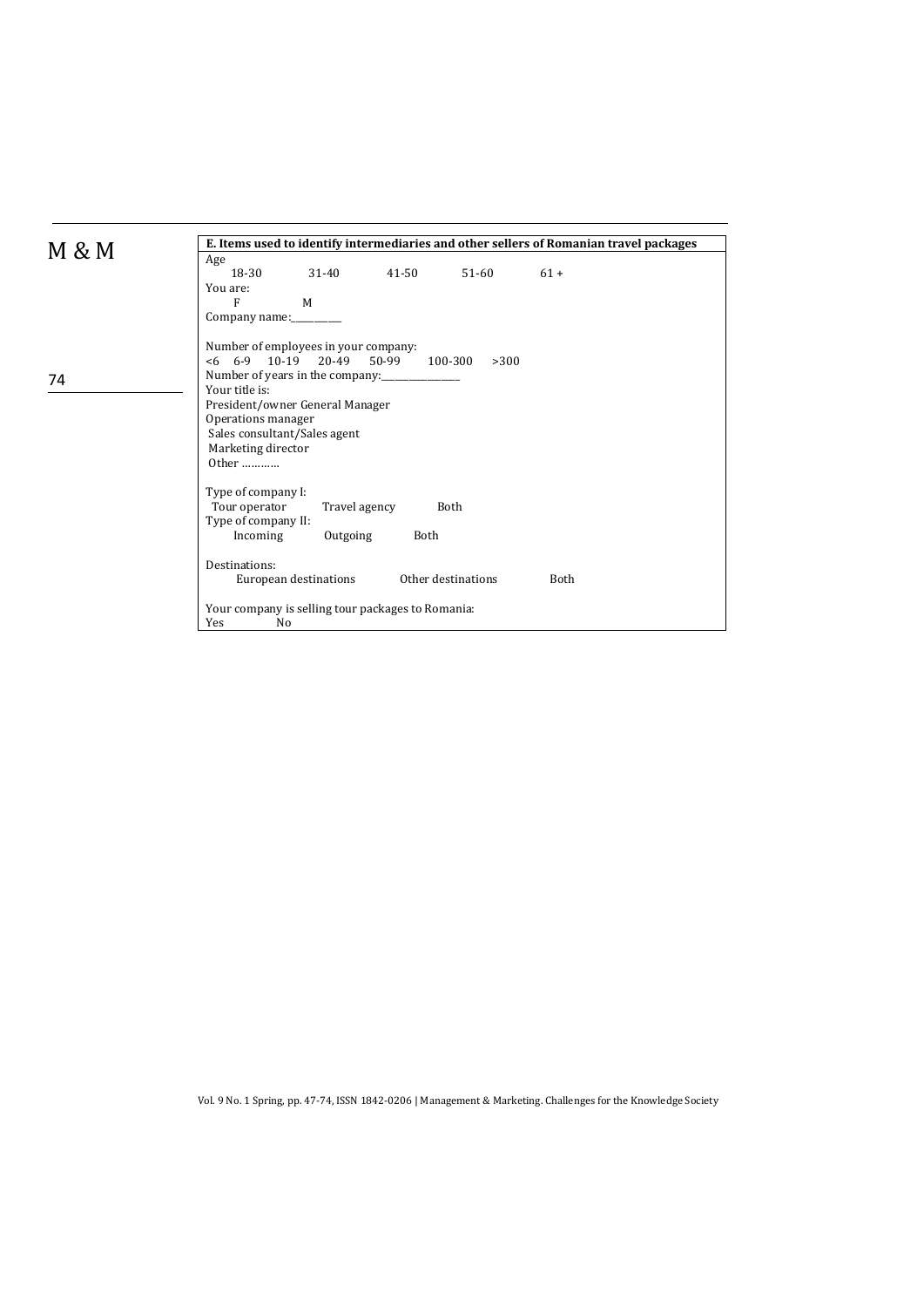**E. Items used to identify intermediaries and other sellers of Romanian travel packages**

Age

18-30 31-40 41-50 51-60 61 +

You are:

F M

Company name:\_\_\_\_\_\_\_\_\_\_

Number of employees in your company:

<6 6-9 10-19 20-49 50-99 100-300 >300

Number of years in the company:\_\_\_\_\_\_\_\_\_\_\_\_\_\_\_

Your title is:

President/owner General Manager

Operations manager

Sales consultant/Sales agent

Marketing director

Other …………

Type of company I:

Tour operator Travel agency Both

Type of company II:

Incoming Outgoing Both

Destinations:

European destinations Other destinations Both

Your company is selling tour packages to Romania:

Yes No